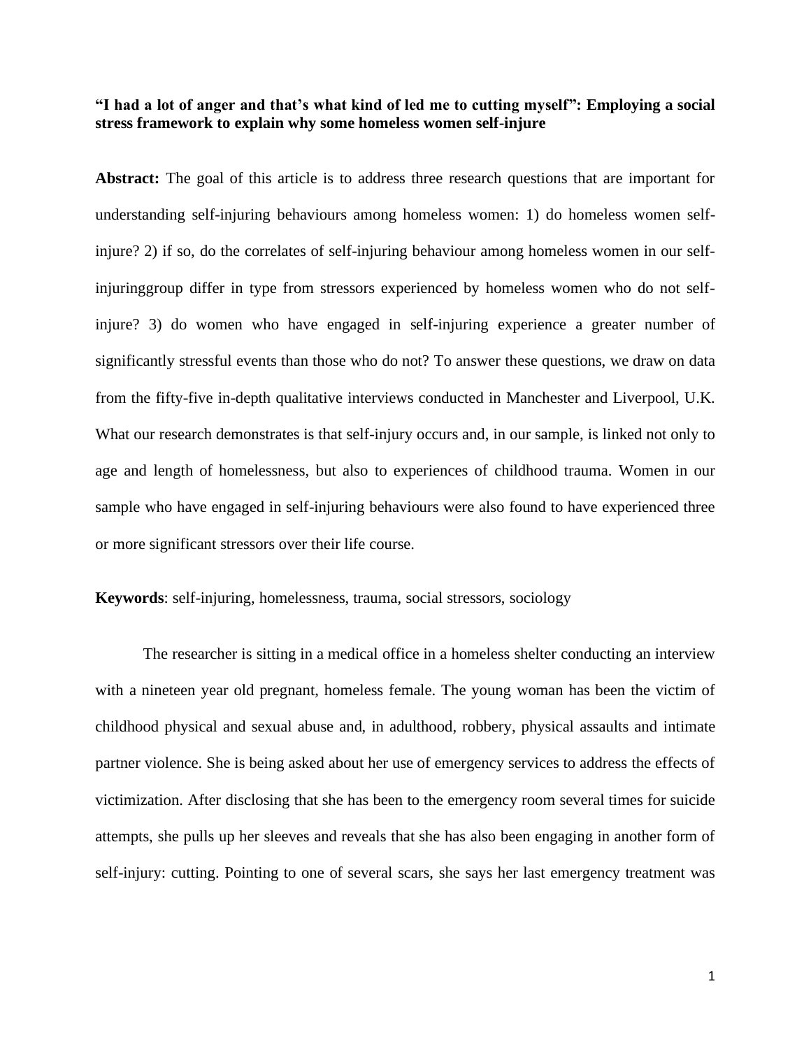# "I had a lot of anger and that's what kind of led me to cutting myself": Employing a social stress framework to explain why some homeless women self-injure

**Abstract:** The goal of this article is to address three research questions that are important for understanding self-injuring behaviours among homeless women: 1) do homeless women self-injure? 2) if so, do the correlates of self-injuring behaviour among homeless women in our self-injuringgroup differ in type from stressors experienced by homeless women who do not self-injure? 3) do women who have engaged in self-injuring experience a greater number of significantly stressful events than those who do not? To answer these questions, we draw on data from the fifty-five in-depth qualitative interviews conducted in Manchester and Liverpool, U.K. What our research demonstrates is that self-injury occurs and, in our sample, is linked not only to age and length of homelessness, but also to experiences of childhood trauma. Women in our sample who have engaged in self-injuring behaviours were also found to have experienced three or more significant stressors over their life course.

**Keywords**: self-injuring, homelessness, trauma, social stressors, sociology

The researcher is sitting in a medical office in a homeless shelter conducting an interview with a nineteen year old pregnant, homeless female. The young woman has been the victim of childhood physical and sexual abuse and, in adulthood, robbery, physical assaults and intimate partner violence. She is being asked about her use of emergency services to address the effects of victimization. After disclosing that she has been to the emergency room several times for suicide attempts, she pulls up her sleeves and reveals that she has also been engaging in another form of self-injury: cutting. Pointing to one of several scars, she says her last emergency treatment was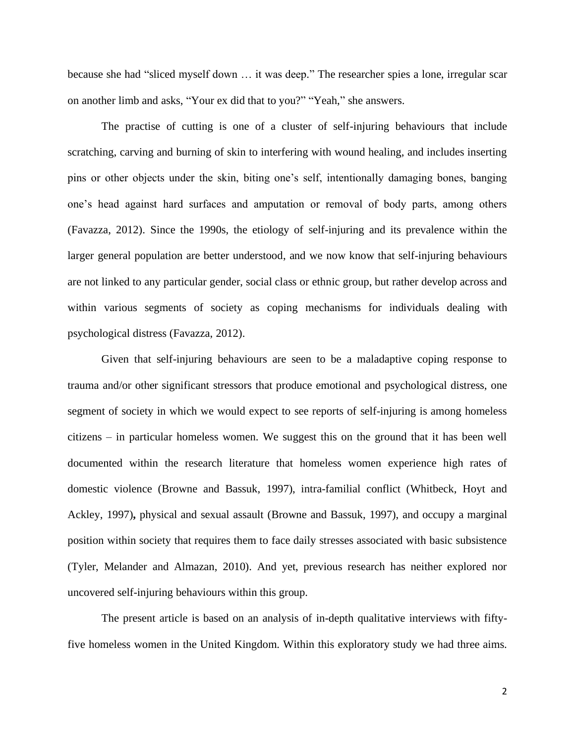because she had "sliced myself down … it was deep." The researcher spies a lone, irregular scar on another limb and asks, "Your ex did that to you?" "Yeah," she answers.

The practise of cutting is one of a cluster of self-injuring behaviours that include scratching, carving and burning of skin to interfering with wound healing, and includes inserting pins or other objects under the skin, biting one's self, intentionally damaging bones, banging one's head against hard surfaces and amputation or removal of body parts, among others (Favazza, 2012). Since the 1990s, the etiology of self-injuring and its prevalence within the larger general population are better understood, and we now know that self-injuring behaviours are not linked to any particular gender, social class or ethnic group, but rather develop across and within various segments of society as coping mechanisms for individuals dealing with psychological distress (Favazza, 2012).

Given that self-injuring behaviours are seen to be a maladaptive coping response to trauma and/or other significant stressors that produce emotional and psychological distress, one segment of society in which we would expect to see reports of self-injuring is among homeless citizens – in particular homeless women. We suggest this on the ground that it has been well documented within the research literature that homeless women experience high rates of domestic violence (Browne and Bassuk, 1997), intra-familial conflict (Whitbeck, Hoyt and Ackley, 1997)**,** physical and sexual assault (Browne and Bassuk, 1997), and occupy a marginal position within society that requires them to face daily stresses associated with basic subsistence (Tyler, Melander and Almazan, 2010). And yet, previous research has neither explored nor uncovered self-injuring behaviours within this group.

The present article is based on an analysis of in-depth qualitative interviews with fifty-five homeless women in the United Kingdom. Within this exploratory study we had three aims.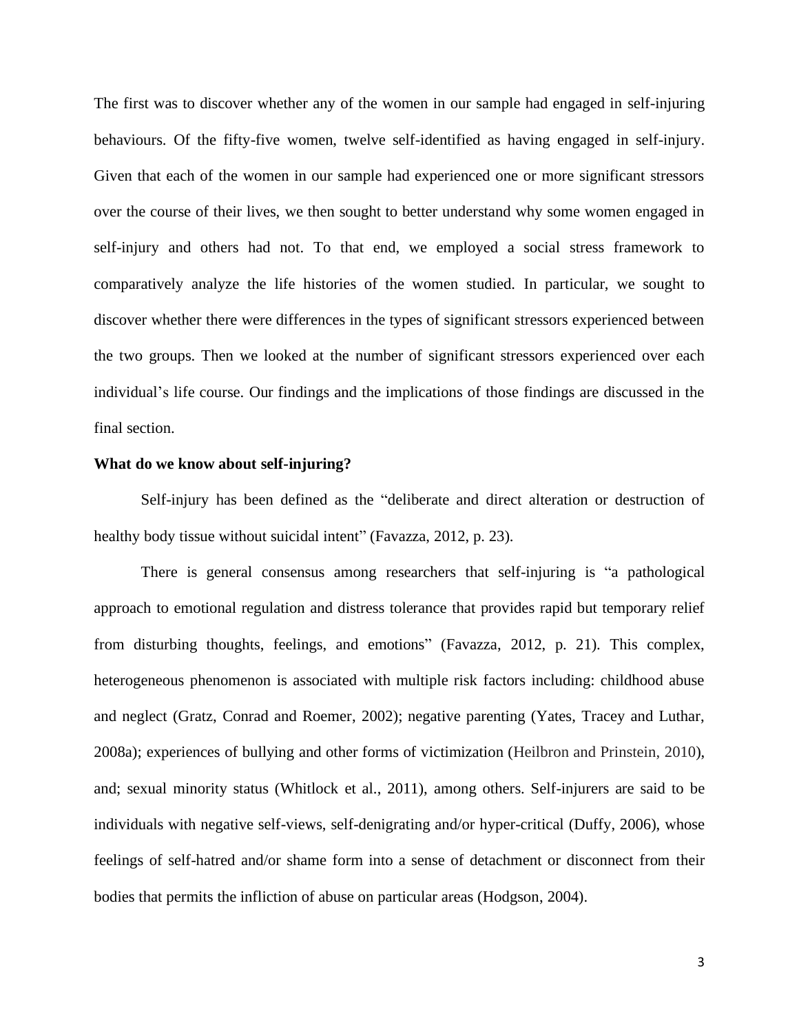The first was to discover whether any of the women in our sample had engaged in self-injuring behaviours. Of the fifty-five women, twelve self-identified as having engaged in self-injury. Given that each of the women in our sample had experienced one or more significant stressors over the course of their lives, we then sought to better understand why some women engaged in self-injury and others had not. To that end, we employed a social stress framework to comparatively analyze the life histories of the women studied. In particular, we sought to discover whether there were differences in the types of significant stressors experienced between the two groups. Then we looked at the number of significant stressors experienced over each individual's life course. Our findings and the implications of those findings are discussed in the final section.

**What do we know about self-injuring?**

Self-injury has been defined as the "deliberate and direct alteration or destruction of healthy body tissue without suicidal intent" (Favazza, 2012, p. 23).

There is general consensus among researchers that self-injuring is "a pathological approach to emotional regulation and distress tolerance that provides rapid but temporary relief from disturbing thoughts, feelings, and emotions" (Favazza, 2012, p. 21). This complex, heterogeneous phenomenon is associated with multiple risk factors including: childhood abuse and neglect (Gratz, Conrad and Roemer, 2002); negative parenting (Yates, Tracey and Luthar, 2008a); experiences of bullying and other forms of victimization (Heilbron and Prinstein, 2010), and; sexual minority status (Whitlock et al., 2011), among others. Self-injurers are said to be individuals with negative self-views, self-denigrating and/or hyper-critical (Duffy, 2006), whose feelings of self-hatred and/or shame form into a sense of detachment or disconnect from their bodies that permits the infliction of abuse on particular areas (Hodgson, 2004).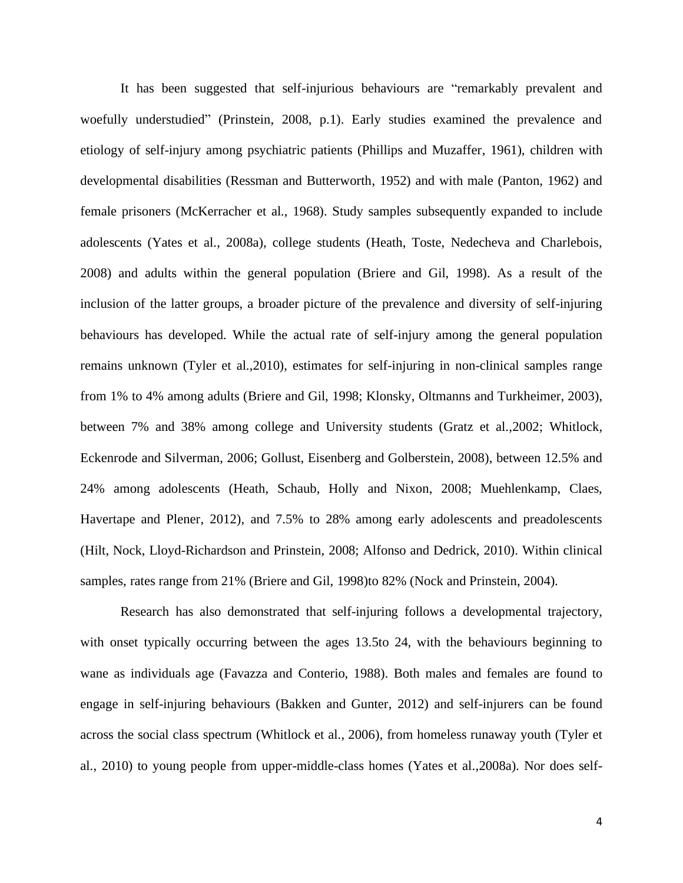It has been suggested that self-injurious behaviours are “remarkably prevalent and woefully understudied” (Prinstein, 2008, p.1). Early studies examined the prevalence and etiology of self-injury among psychiatric patients (Phillips and Muzaffer, 1961), children with developmental disabilities (Ressman and Butterworth, 1952) and with male (Panton, 1962) and female prisoners (McKerracher et al., 1968). Study samples subsequently expanded to include adolescents (Yates et al., 2008a), college students (Heath, Toste, Nedecheva and Charlebois, 2008) and adults within the general population (Briere and Gil, 1998). As a result of the inclusion of the latter groups, a broader picture of the prevalence and diversity of self-injuring behaviours has developed. While the actual rate of self-injury among the general population remains unknown (Tyler et al.,2010), estimates for self-injuring in non-clinical samples range from 1% to 4% among adults (Briere and Gil, 1998; Klonsky, Oltmanns and Turkheimer, 2003), between 7% and 38% among college and University students (Gratz et al.,2002; Whitlock, Eckenrode and Silverman, 2006; Gollust, Eisenberg and Golberstein, 2008), between 12.5% and 24% among adolescents (Heath, Schaub, Holly and Nixon, 2008; Muehlenkamp, Claes, Havertape and Plener, 2012), and 7.5% to 28% among early adolescents and preadolescents (Hilt, Nock, Lloyd-Richardson and Prinstein, 2008; Alfonso and Dedrick, 2010). Within clinical samples, rates range from 21% (Briere and Gil, 1998)to 82% (Nock and Prinstein, 2004).

Research has also demonstrated that self-injuring follows a developmental trajectory, with onset typically occurring between the ages 13.5to 24, with the behaviours beginning to wane as individuals age (Favazza and Conterio, 1988). Both males and females are found to engage in self-injuring behaviours (Bakken and Gunter, 2012) and self-injurers can be found across the social class spectrum (Whitlock et al., 2006), from homeless runaway youth (Tyler et al., 2010) to young people from upper-middle-class homes (Yates et al.,2008a). Nor does self-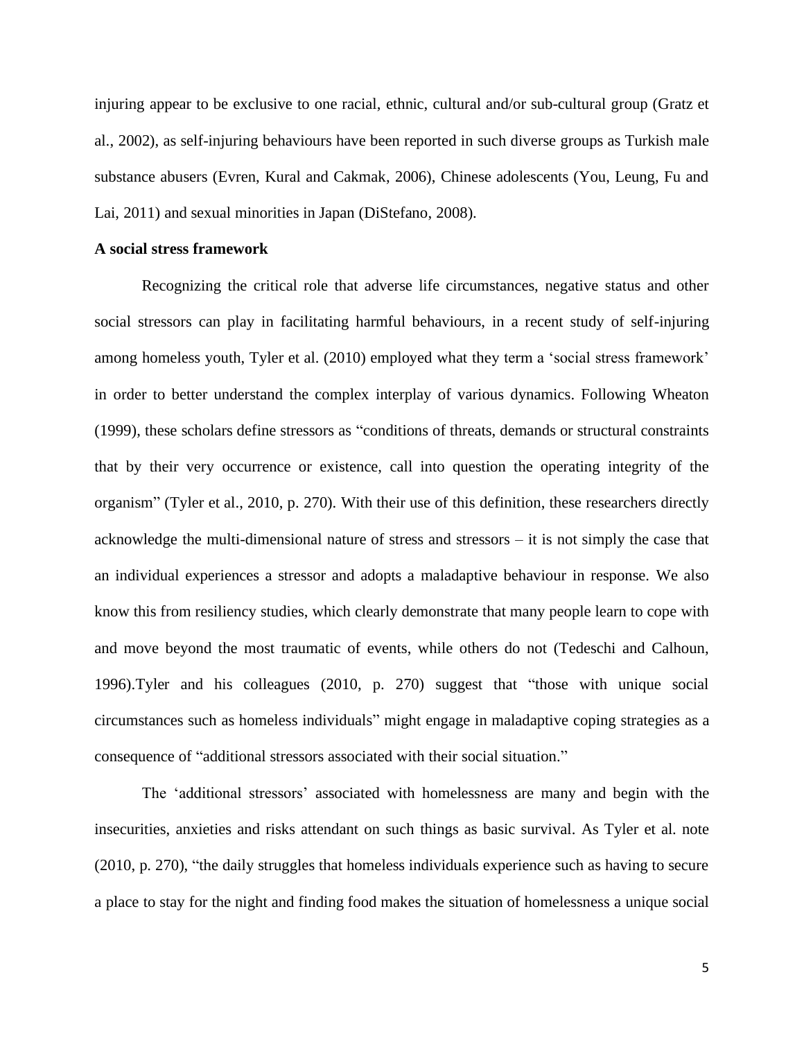injuring appear to be exclusive to one racial, ethnic, cultural and/or sub-cultural group (Gratz et al., 2002), as self-injuring behaviours have been reported in such diverse groups as Turkish male substance abusers (Evren, Kural and Cakmak, 2006), Chinese adolescents (You, Leung, Fu and Lai, 2011) and sexual minorities in Japan (DiStefano, 2008).

**A social stress framework**

Recognizing the critical role that adverse life circumstances, negative status and other social stressors can play in facilitating harmful behaviours, in a recent study of self-injuring among homeless youth, Tyler et al. (2010) employed what they term a 'social stress framework' in order to better understand the complex interplay of various dynamics. Following Wheaton (1999), these scholars define stressors as "conditions of threats, demands or structural constraints that by their very occurrence or existence, call into question the operating integrity of the organism" (Tyler et al., 2010, p. 270). With their use of this definition, these researchers directly acknowledge the multi-dimensional nature of stress and stressors – it is not simply the case that an individual experiences a stressor and adopts a maladaptive behaviour in response. We also know this from resiliency studies, which clearly demonstrate that many people learn to cope with and move beyond the most traumatic of events, while others do not (Tedeschi and Calhoun, 1996).Tyler and his colleagues (2010, p. 270) suggest that "those with unique social circumstances such as homeless individuals" might engage in maladaptive coping strategies as a consequence of "additional stressors associated with their social situation."

The 'additional stressors' associated with homelessness are many and begin with the insecurities, anxieties and risks attendant on such things as basic survival. As Tyler et al. note (2010, p. 270), "the daily struggles that homeless individuals experience such as having to secure a place to stay for the night and finding food makes the situation of homelessness a unique social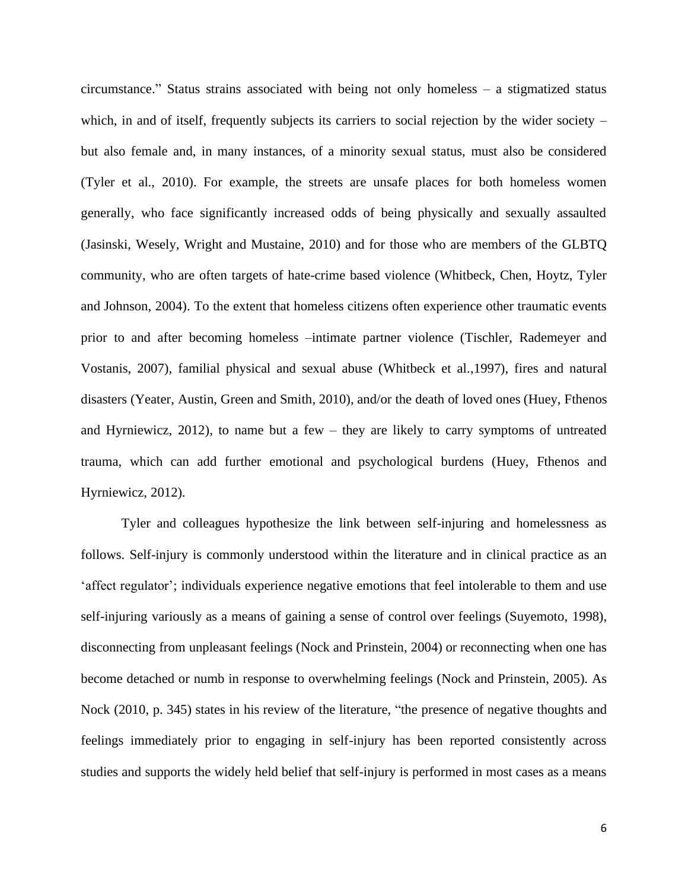circumstance." Status strains associated with being not only homeless – a stigmatized status which, in and of itself, frequently subjects its carriers to social rejection by the wider society – but also female and, in many instances, of a minority sexual status, must also be considered (Tyler et al., 2010). For example, the streets are unsafe places for both homeless women generally, who face significantly increased odds of being physically and sexually assaulted (Jasinski, Wesely, Wright and Mustaine, 2010) and for those who are members of the GLBTQ community, who are often targets of hate-crime based violence (Whitbeck, Chen, Hoytz, Tyler and Johnson, 2004). To the extent that homeless citizens often experience other traumatic events prior to and after becoming homeless –intimate partner violence (Tischler, Rademeyer and Vostanis, 2007), familial physical and sexual abuse (Whitbeck et al.,1997), fires and natural disasters (Yeater, Austin, Green and Smith, 2010), and/or the death of loved ones (Huey, Fthenos and Hyrniewicz, 2012), to name but a few – they are likely to carry symptoms of untreated trauma, which can add further emotional and psychological burdens (Huey, Fthenos and Hyrniewicz, 2012).

Tyler and colleagues hypothesize the link between self-injuring and homelessness as follows. Self-injury is commonly understood within the literature and in clinical practice as an 'affect regulator'; individuals experience negative emotions that feel intolerable to them and use self-injuring variously as a means of gaining a sense of control over feelings (Suyemoto, 1998), disconnecting from unpleasant feelings (Nock and Prinstein, 2004) or reconnecting when one has become detached or numb in response to overwhelming feelings (Nock and Prinstein, 2005). As Nock (2010, p. 345) states in his review of the literature, "the presence of negative thoughts and feelings immediately prior to engaging in self-injury has been reported consistently across studies and supports the widely held belief that self-injury is performed in most cases as a means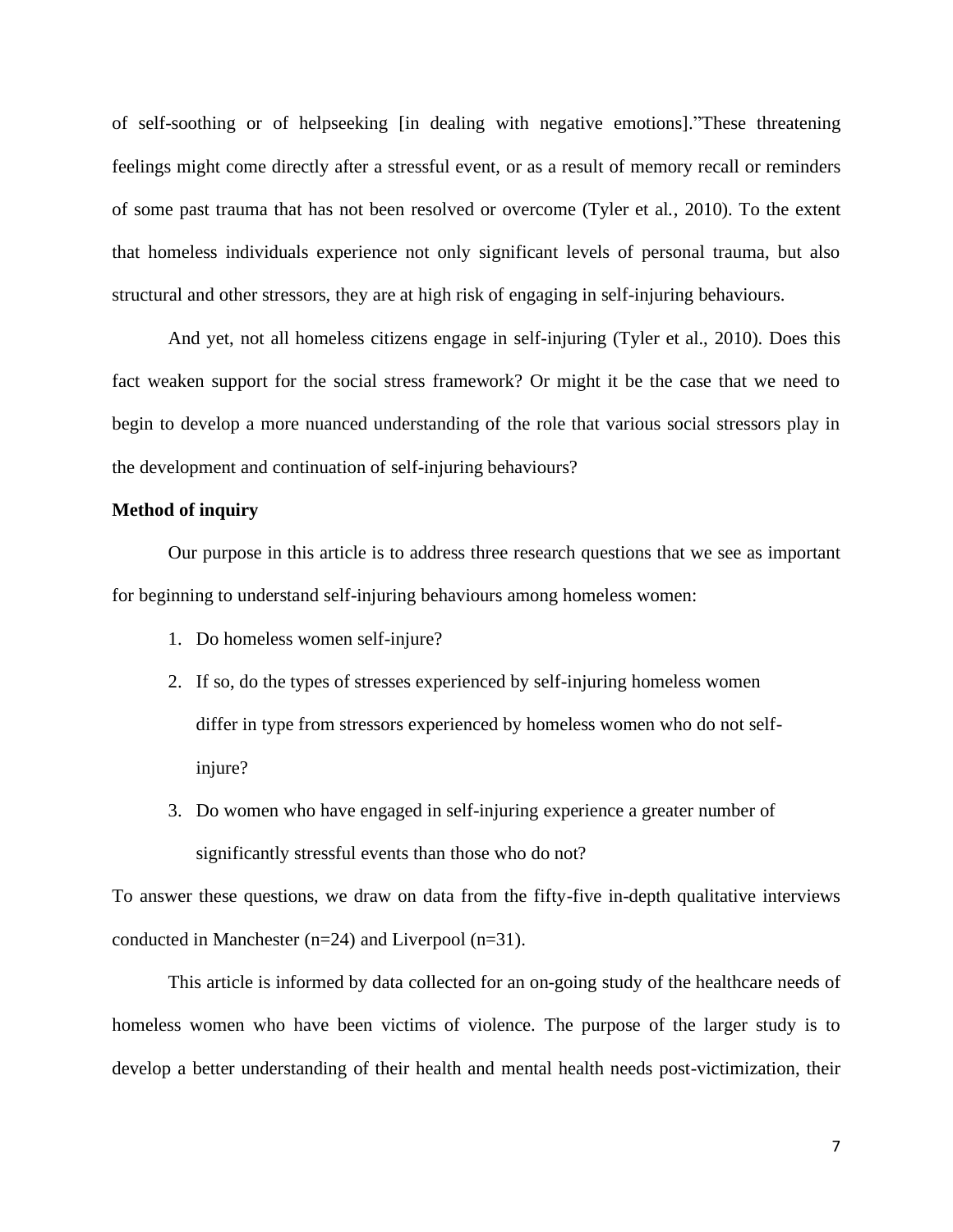of self-soothing or of helpseeking [in dealing with negative emotions]."These threatening feelings might come directly after a stressful event, or as a result of memory recall or reminders of some past trauma that has not been resolved or overcome (Tyler et al., 2010). To the extent that homeless individuals experience not only significant levels of personal trauma, but also structural and other stressors, they are at high risk of engaging in self-injuring behaviours.

And yet, not all homeless citizens engage in self-injuring (Tyler et al., 2010). Does this fact weaken support for the social stress framework? Or might it be the case that we need to begin to develop a more nuanced understanding of the role that various social stressors play in the development and continuation of self-injuring behaviours?

**Method of inquiry**

Our purpose in this article is to address three research questions that we see as important for beginning to understand self-injuring behaviours among homeless women:

1. Do homeless women self-injure?
2. If so, do the types of stresses experienced by self-injuring homeless women differ in type from stressors experienced by homeless women who do not self-injure?
3. Do women who have engaged in self-injuring experience a greater number of significantly stressful events than those who do not?

To answer these questions, we draw on data from the fifty-five in-depth qualitative interviews conducted in Manchester (n=24) and Liverpool (n=31).

This article is informed by data collected for an on-going study of the healthcare needs of homeless women who have been victims of violence. The purpose of the larger study is to develop a better understanding of their health and mental health needs post-victimization, their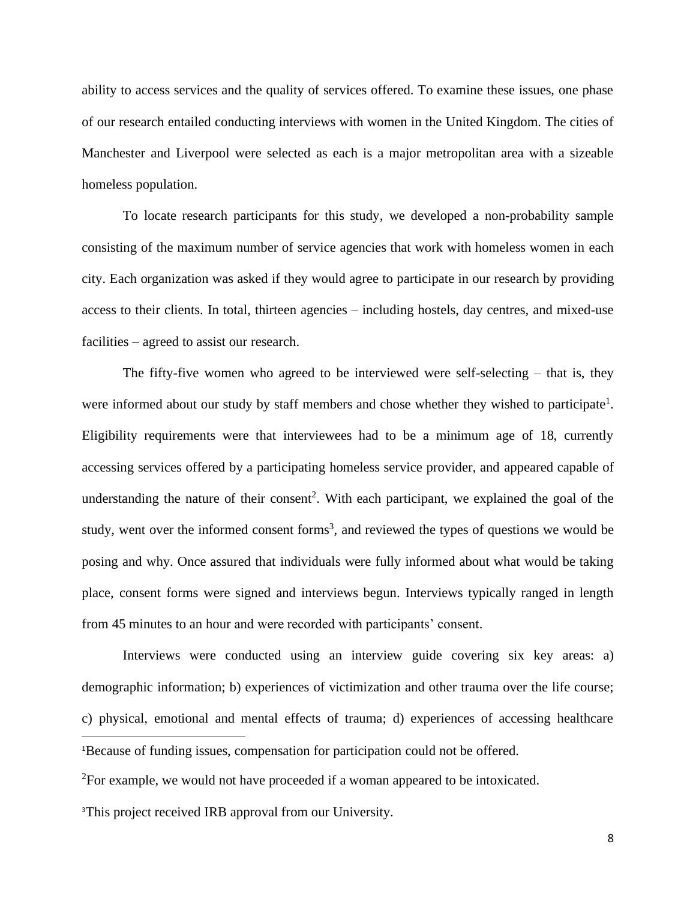ability to access services and the quality of services offered. To examine these issues, one phase of our research entailed conducting interviews with women in the United Kingdom. The cities of Manchester and Liverpool were selected as each is a major metropolitan area with a sizeable homeless population.

To locate research participants for this study, we developed a non-probability sample consisting of the maximum number of service agencies that work with homeless women in each city. Each organization was asked if they would agree to participate in our research by providing access to their clients. In total, thirteen agencies – including hostels, day centres, and mixed-use facilities – agreed to assist our research.

The fifty-five women who agreed to be interviewed were self-selecting – that is, they were informed about our study by staff members and chose whether they wished to participate[1]. Eligibility requirements were that interviewees had to be a minimum age of 18, currently accessing services offered by a participating homeless service provider, and appeared capable of understanding the nature of their consent[2]. With each participant, we explained the goal of the study, went over the informed consent forms[3], and reviewed the types of questions we would be posing and why. Once assured that individuals were fully informed about what would be taking place, consent forms were signed and interviews begun. Interviews typically ranged in length from 45 minutes to an hour and were recorded with participants' consent.

Interviews were conducted using an interview guide covering six key areas: a) demographic information; b) experiences of victimization and other trauma over the life course; c) physical, emotional and mental effects of trauma; d) experiences of accessing healthcare

---

[1]Because of funding issues, compensation for participation could not be offered.

[2]For example, we would not have proceeded if a woman appeared to be intoxicated.

[3]This project received IRB approval from our University.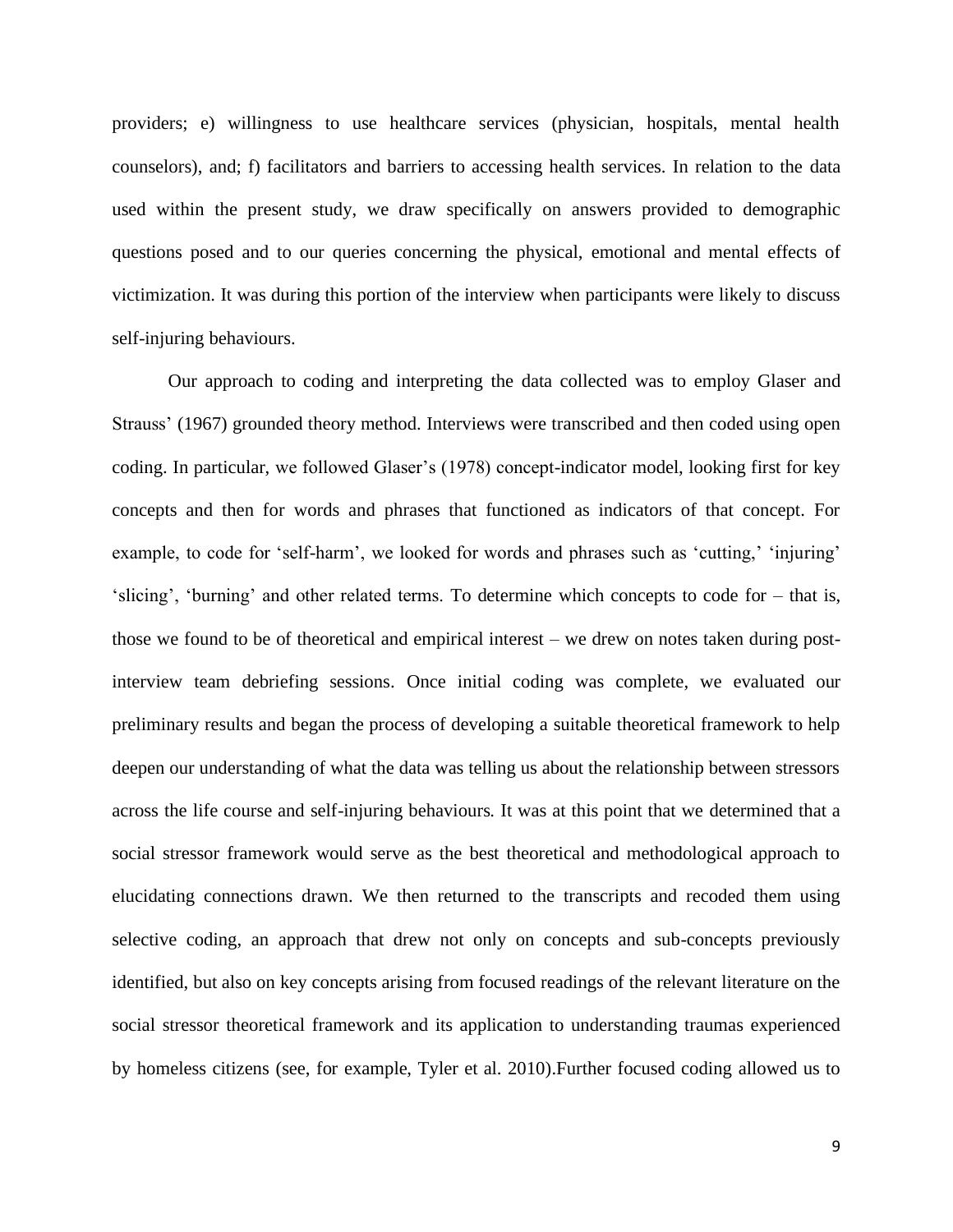providers; e) willingness to use healthcare services (physician, hospitals, mental health counselors), and; f) facilitators and barriers to accessing health services. In relation to the data used within the present study, we draw specifically on answers provided to demographic questions posed and to our queries concerning the physical, emotional and mental effects of victimization. It was during this portion of the interview when participants were likely to discuss self-injuring behaviours.

Our approach to coding and interpreting the data collected was to employ Glaser and Strauss' (1967) grounded theory method. Interviews were transcribed and then coded using open coding. In particular, we followed Glaser's (1978) concept-indicator model, looking first for key concepts and then for words and phrases that functioned as indicators of that concept. For example, to code for 'self-harm', we looked for words and phrases such as 'cutting,' 'injuring' 'slicing', 'burning' and other related terms. To determine which concepts to code for – that is, those we found to be of theoretical and empirical interest – we drew on notes taken during post-interview team debriefing sessions. Once initial coding was complete, we evaluated our preliminary results and began the process of developing a suitable theoretical framework to help deepen our understanding of what the data was telling us about the relationship between stressors across the life course and self-injuring behaviours. It was at this point that we determined that a social stressor framework would serve as the best theoretical and methodological approach to elucidating connections drawn. We then returned to the transcripts and recoded them using selective coding, an approach that drew not only on concepts and sub-concepts previously identified, but also on key concepts arising from focused readings of the relevant literature on the social stressor theoretical framework and its application to understanding traumas experienced by homeless citizens (see, for example, Tyler et al. 2010).Further focused coding allowed us to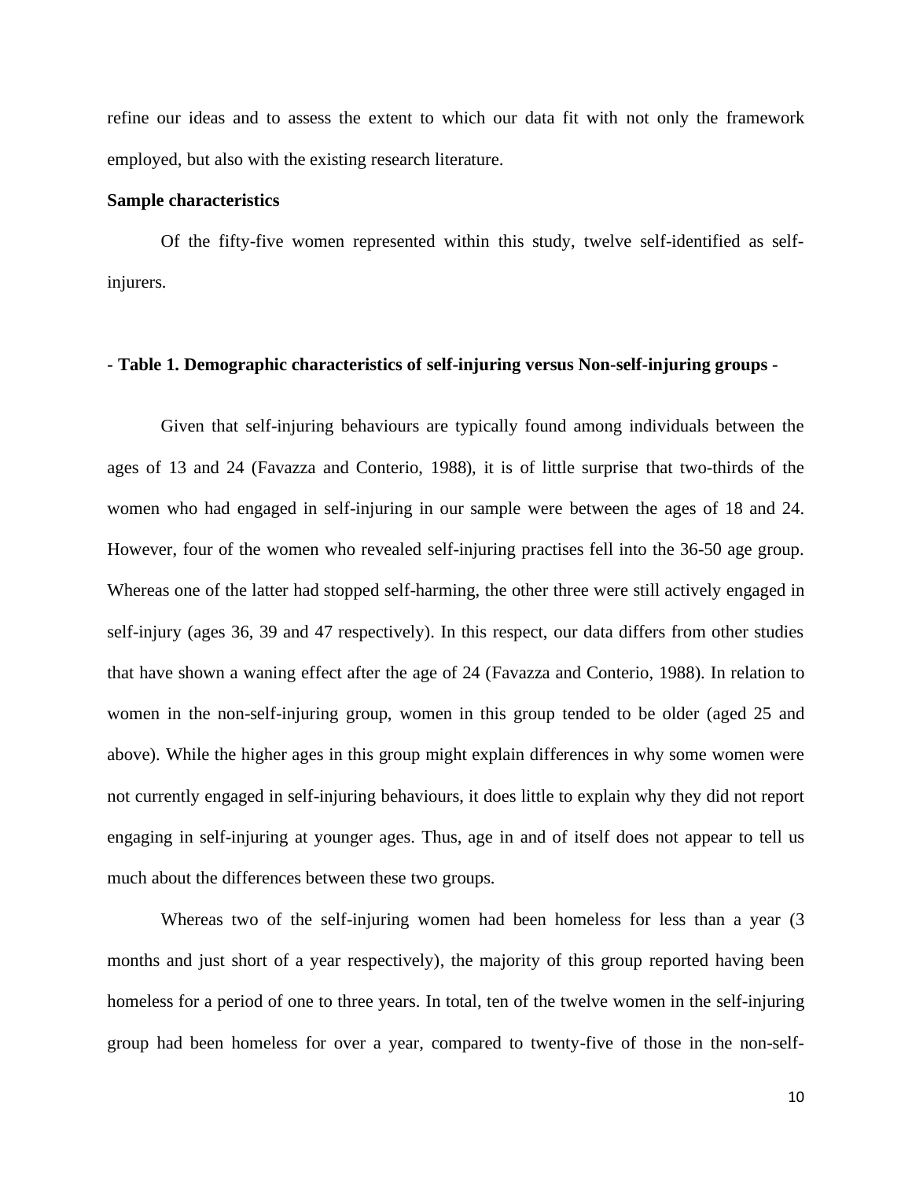refine our ideas and to assess the extent to which our data fit with not only the framework employed, but also with the existing research literature.

**Sample characteristics**

Of the fifty-five women represented within this study, twelve self-identified as self-injurers.

**- Table 1. Demographic characteristics of self-injuring versus Non-self-injuring groups -**

Given that self-injuring behaviours are typically found among individuals between the ages of 13 and 24 (Favazza and Conterio, 1988), it is of little surprise that two-thirds of the women who had engaged in self-injuring in our sample were between the ages of 18 and 24. However, four of the women who revealed self-injuring practises fell into the 36-50 age group. Whereas one of the latter had stopped self-harming, the other three were still actively engaged in self-injury (ages 36, 39 and 47 respectively). In this respect, our data differs from other studies that have shown a waning effect after the age of 24 (Favazza and Conterio, 1988). In relation to women in the non-self-injuring group, women in this group tended to be older (aged 25 and above). While the higher ages in this group might explain differences in why some women were not currently engaged in self-injuring behaviours, it does little to explain why they did not report engaging in self-injuring at younger ages. Thus, age in and of itself does not appear to tell us much about the differences between these two groups.

Whereas two of the self-injuring women had been homeless for less than a year (3 months and just short of a year respectively), the majority of this group reported having been homeless for a period of one to three years. In total, ten of the twelve women in the self-injuring group had been homeless for over a year, compared to twenty-five of those in the non-self-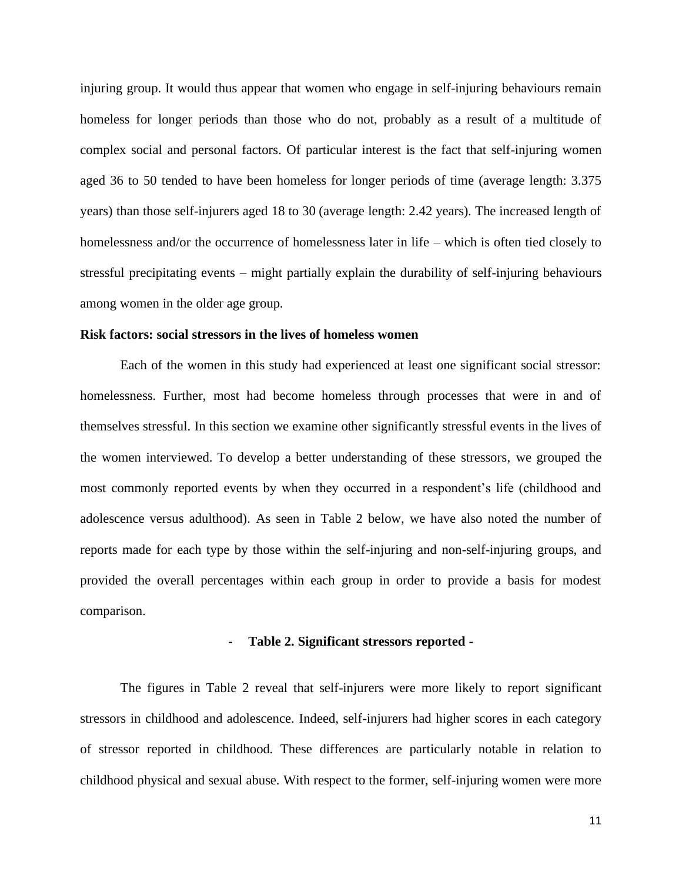injuring group. It would thus appear that women who engage in self-injuring behaviours remain homeless for longer periods than those who do not, probably as a result of a multitude of complex social and personal factors. Of particular interest is the fact that self-injuring women aged 36 to 50 tended to have been homeless for longer periods of time (average length: 3.375 years) than those self-injurers aged 18 to 30 (average length: 2.42 years). The increased length of homelessness and/or the occurrence of homelessness later in life – which is often tied closely to stressful precipitating events – might partially explain the durability of self-injuring behaviours among women in the older age group.

**Risk factors: social stressors in the lives of homeless women**

Each of the women in this study had experienced at least one significant social stressor: homelessness. Further, most had become homeless through processes that were in and of themselves stressful. In this section we examine other significantly stressful events in the lives of the women interviewed. To develop a better understanding of these stressors, we grouped the most commonly reported events by when they occurred in a respondent's life (childhood and adolescence versus adulthood). As seen in Table 2 below, we have also noted the number of reports made for each type by those within the self-injuring and non-self-injuring groups, and provided the overall percentages within each group in order to provide a basis for modest comparison.

**- Table 2. Significant stressors reported -**

The figures in Table 2 reveal that self-injurers were more likely to report significant stressors in childhood and adolescence. Indeed, self-injurers had higher scores in each category of stressor reported in childhood. These differences are particularly notable in relation to childhood physical and sexual abuse. With respect to the former, self-injuring women were more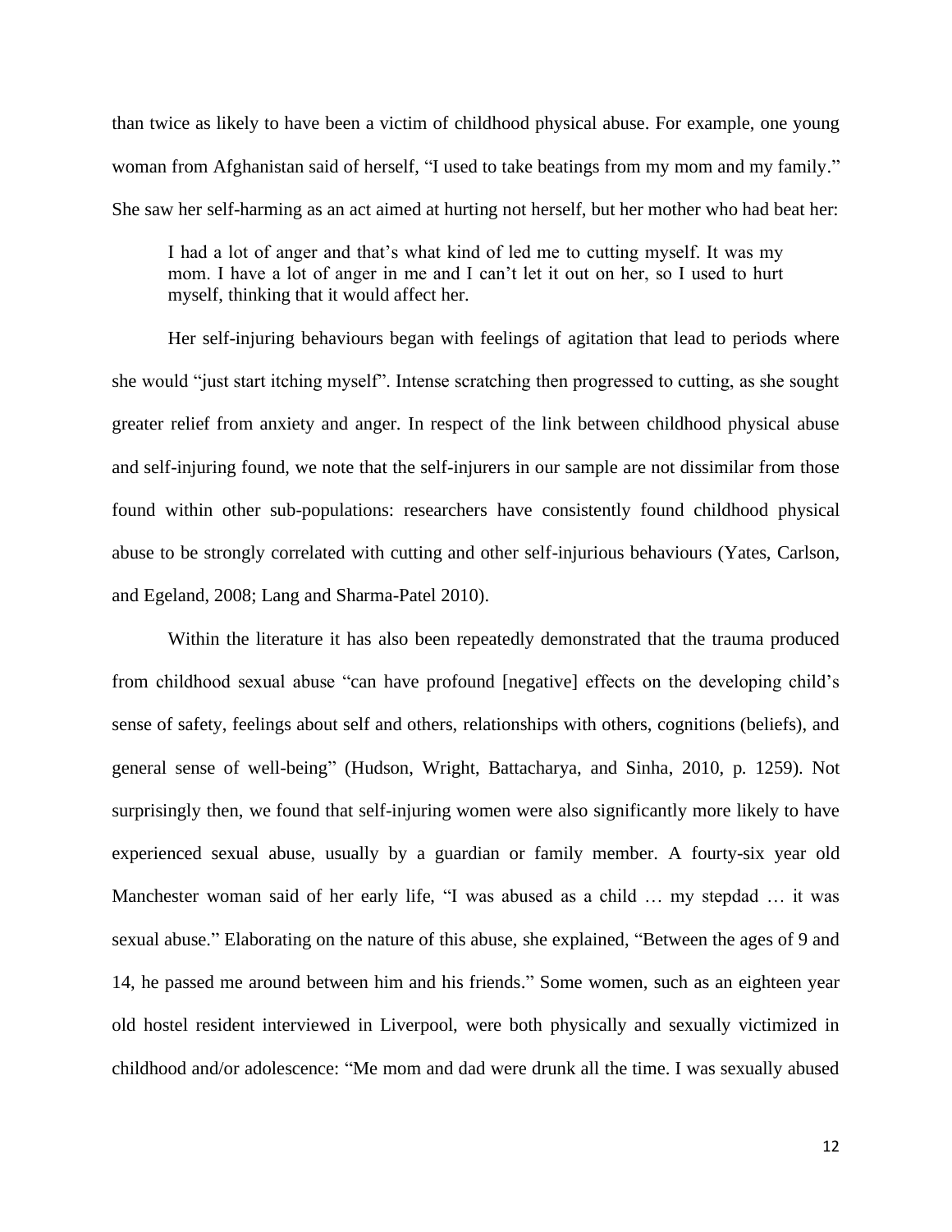than twice as likely to have been a victim of childhood physical abuse. For example, one young woman from Afghanistan said of herself, "I used to take beatings from my mom and my family." She saw her self-harming as an act aimed at hurting not herself, but her mother who had beat her:

> I had a lot of anger and that's what kind of led me to cutting myself. It was my mom. I have a lot of anger in me and I can't let it out on her, so I used to hurt myself, thinking that it would affect her.

Her self-injuring behaviours began with feelings of agitation that lead to periods where she would "just start itching myself". Intense scratching then progressed to cutting, as she sought greater relief from anxiety and anger. In respect of the link between childhood physical abuse and self-injuring found, we note that the self-injurers in our sample are not dissimilar from those found within other sub-populations: researchers have consistently found childhood physical abuse to be strongly correlated with cutting and other self-injurious behaviours (Yates, Carlson, and Egeland, 2008; Lang and Sharma-Patel 2010).

Within the literature it has also been repeatedly demonstrated that the trauma produced from childhood sexual abuse "can have profound [negative] effects on the developing child's sense of safety, feelings about self and others, relationships with others, cognitions (beliefs), and general sense of well-being" (Hudson, Wright, Battacharya, and Sinha, 2010, p. 1259). Not surprisingly then, we found that self-injuring women were also significantly more likely to have experienced sexual abuse, usually by a guardian or family member. A fourty-six year old Manchester woman said of her early life, "I was abused as a child … my stepdad … it was sexual abuse." Elaborating on the nature of this abuse, she explained, "Between the ages of 9 and 14, he passed me around between him and his friends." Some women, such as an eighteen year old hostel resident interviewed in Liverpool, were both physically and sexually victimized in childhood and/or adolescence: "Me mom and dad were drunk all the time. I was sexually abused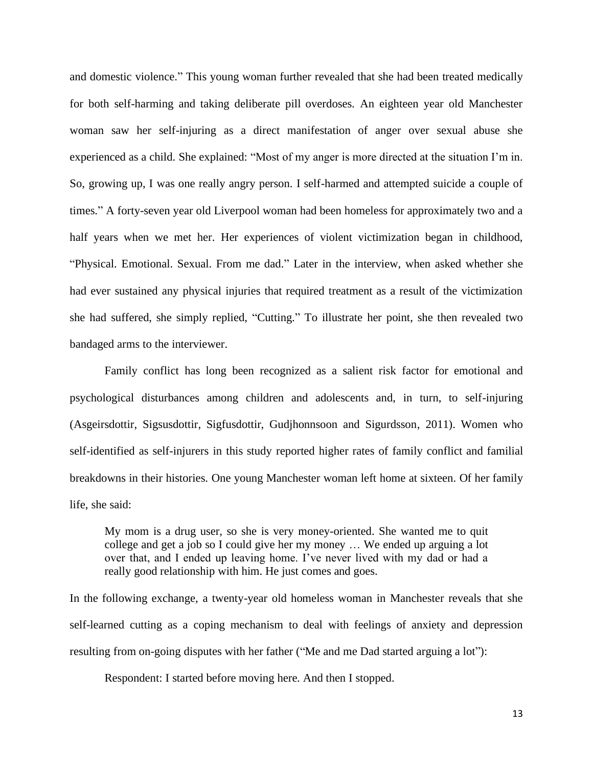and domestic violence." This young woman further revealed that she had been treated medically for both self-harming and taking deliberate pill overdoses. An eighteen year old Manchester woman saw her self-injuring as a direct manifestation of anger over sexual abuse she experienced as a child. She explained: "Most of my anger is more directed at the situation I'm in. So, growing up, I was one really angry person. I self-harmed and attempted suicide a couple of times." A forty-seven year old Liverpool woman had been homeless for approximately two and a half years when we met her. Her experiences of violent victimization began in childhood, "Physical. Emotional. Sexual. From me dad." Later in the interview, when asked whether she had ever sustained any physical injuries that required treatment as a result of the victimization she had suffered, she simply replied, "Cutting." To illustrate her point, she then revealed two bandaged arms to the interviewer.

Family conflict has long been recognized as a salient risk factor for emotional and psychological disturbances among children and adolescents and, in turn, to self-injuring (Asgeirsdottir, Sigsusdottir, Sigfusdottir, Gudjhonnsoon and Sigurdsson, 2011). Women who self-identified as self-injurers in this study reported higher rates of family conflict and familial breakdowns in their histories. One young Manchester woman left home at sixteen. Of her family life, she said:

> My mom is a drug user, so she is very money-oriented. She wanted me to quit college and get a job so I could give her my money … We ended up arguing a lot over that, and I ended up leaving home. I've never lived with my dad or had a really good relationship with him. He just comes and goes.

In the following exchange, a twenty-year old homeless woman in Manchester reveals that she self-learned cutting as a coping mechanism to deal with feelings of anxiety and depression resulting from on-going disputes with her father ("Me and me Dad started arguing a lot"):

Respondent: I started before moving here. And then I stopped.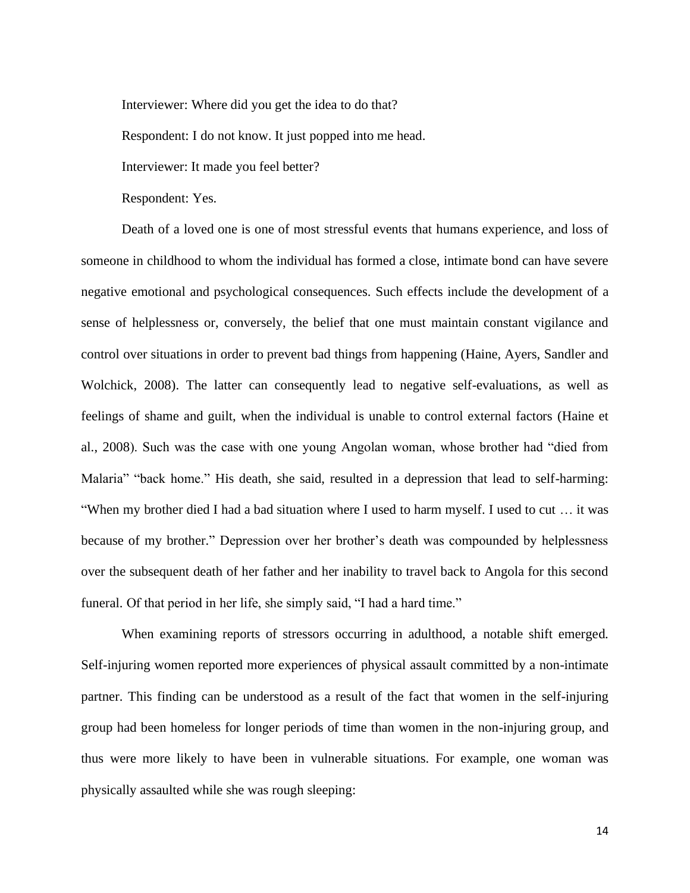Interviewer: Where did you get the idea to do that?

Respondent: I do not know. It just popped into me head.

Interviewer: It made you feel better?

Respondent: Yes.

Death of a loved one is one of most stressful events that humans experience, and loss of someone in childhood to whom the individual has formed a close, intimate bond can have severe negative emotional and psychological consequences. Such effects include the development of a sense of helplessness or, conversely, the belief that one must maintain constant vigilance and control over situations in order to prevent bad things from happening (Haine, Ayers, Sandler and Wolchick, 2008). The latter can consequently lead to negative self-evaluations, as well as feelings of shame and guilt, when the individual is unable to control external factors (Haine et al., 2008). Such was the case with one young Angolan woman, whose brother had "died from Malaria" "back home." His death, she said, resulted in a depression that lead to self-harming: "When my brother died I had a bad situation where I used to harm myself. I used to cut … it was because of my brother." Depression over her brother's death was compounded by helplessness over the subsequent death of her father and her inability to travel back to Angola for this second funeral. Of that period in her life, she simply said, "I had a hard time."

When examining reports of stressors occurring in adulthood, a notable shift emerged. Self-injuring women reported more experiences of physical assault committed by a non-intimate partner. This finding can be understood as a result of the fact that women in the self-injuring group had been homeless for longer periods of time than women in the non-injuring group, and thus were more likely to have been in vulnerable situations. For example, one woman was physically assaulted while she was rough sleeping: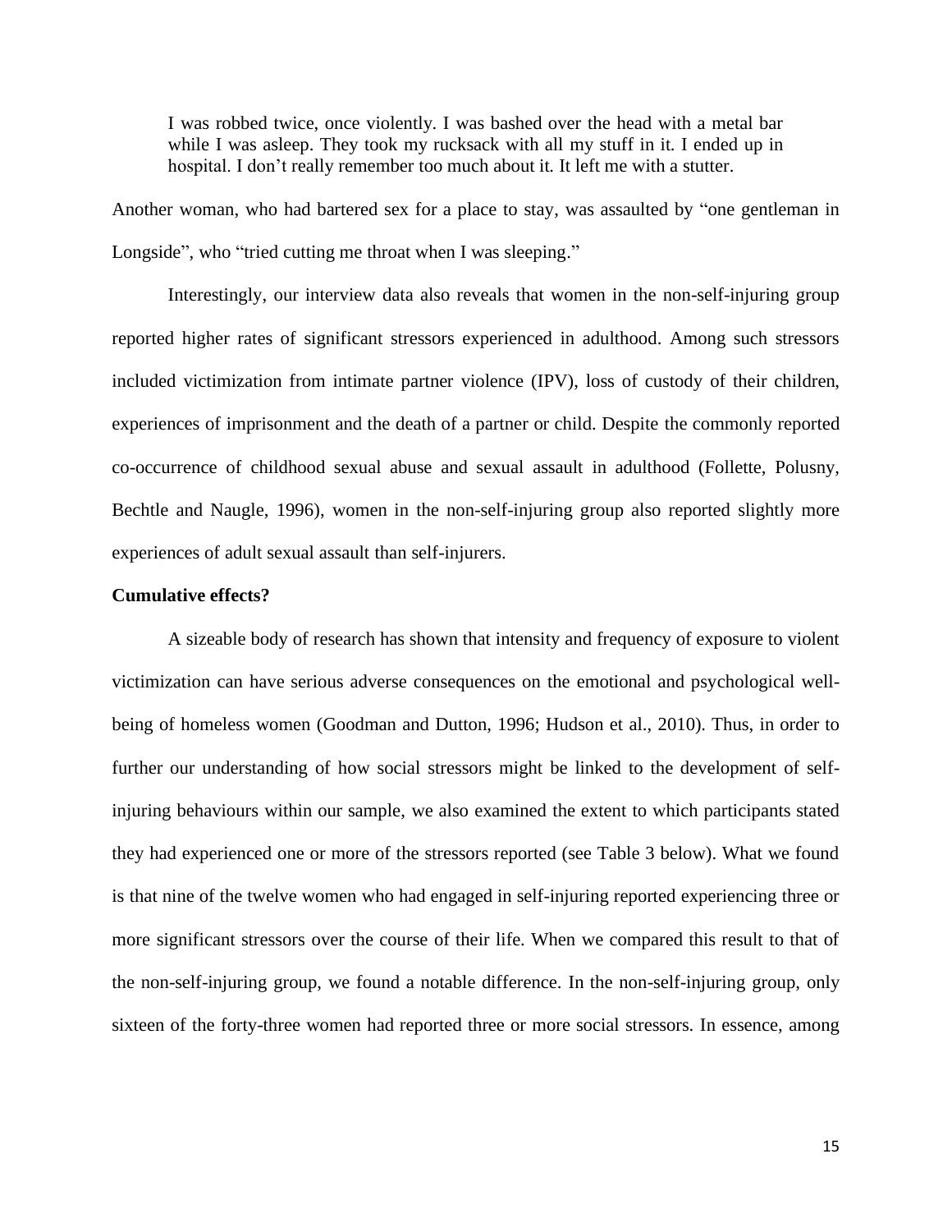> I was robbed twice, once violently. I was bashed over the head with a metal bar while I was asleep. They took my rucksack with all my stuff in it. I ended up in hospital. I don't really remember too much about it. It left me with a stutter.

Another woman, who had bartered sex for a place to stay, was assaulted by "one gentleman in Longside", who "tried cutting me throat when I was sleeping."

Interestingly, our interview data also reveals that women in the non-self-injuring group reported higher rates of significant stressors experienced in adulthood. Among such stressors included victimization from intimate partner violence (IPV), loss of custody of their children, experiences of imprisonment and the death of a partner or child. Despite the commonly reported co-occurrence of childhood sexual abuse and sexual assault in adulthood (Follette, Polusny, Bechtle and Naugle, 1996), women in the non-self-injuring group also reported slightly more experiences of adult sexual assault than self-injurers.

**Cumulative effects?**

A sizeable body of research has shown that intensity and frequency of exposure to violent victimization can have serious adverse consequences on the emotional and psychological well-being of homeless women (Goodman and Dutton, 1996; Hudson et al., 2010). Thus, in order to further our understanding of how social stressors might be linked to the development of self-injuring behaviours within our sample, we also examined the extent to which participants stated they had experienced one or more of the stressors reported (see Table 3 below). What we found is that nine of the twelve women who had engaged in self-injuring reported experiencing three or more significant stressors over the course of their life. When we compared this result to that of the non-self-injuring group, we found a notable difference. In the non-self-injuring group, only sixteen of the forty-three women had reported three or more social stressors. In essence, among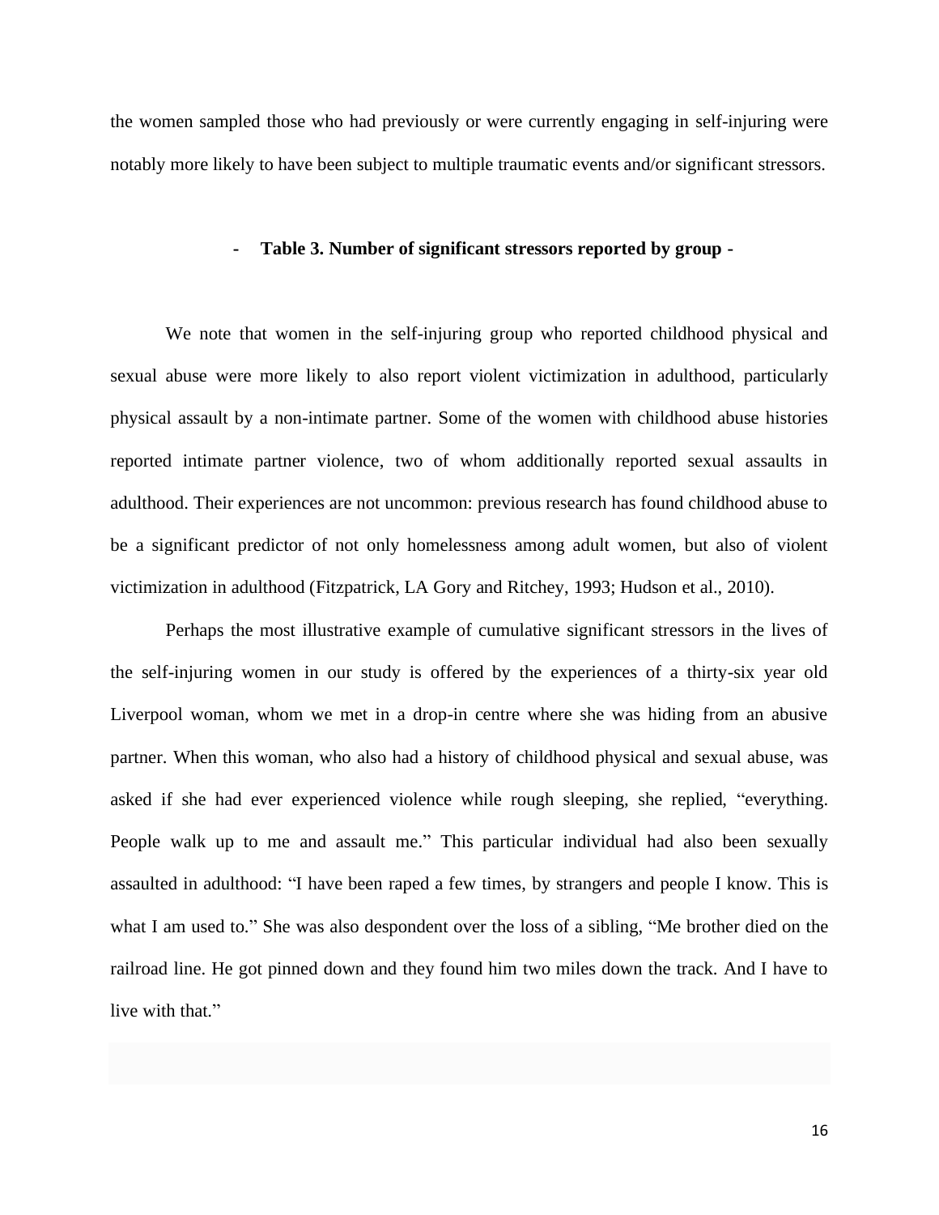the women sampled those who had previously or were currently engaging in self-injuring were notably more likely to have been subject to multiple traumatic events and/or significant stressors.

**- Table 3. Number of significant stressors reported by group -**

We note that women in the self-injuring group who reported childhood physical and sexual abuse were more likely to also report violent victimization in adulthood, particularly physical assault by a non-intimate partner. Some of the women with childhood abuse histories reported intimate partner violence, two of whom additionally reported sexual assaults in adulthood. Their experiences are not uncommon: previous research has found childhood abuse to be a significant predictor of not only homelessness among adult women, but also of violent victimization in adulthood (Fitzpatrick, LA Gory and Ritchey, 1993; Hudson et al., 2010).

Perhaps the most illustrative example of cumulative significant stressors in the lives of the self-injuring women in our study is offered by the experiences of a thirty-six year old Liverpool woman, whom we met in a drop-in centre where she was hiding from an abusive partner. When this woman, who also had a history of childhood physical and sexual abuse, was asked if she had ever experienced violence while rough sleeping, she replied, "everything. People walk up to me and assault me." This particular individual had also been sexually assaulted in adulthood: "I have been raped a few times, by strangers and people I know. This is what I am used to." She was also despondent over the loss of a sibling, "Me brother died on the railroad line. He got pinned down and they found him two miles down the track. And I have to live with that."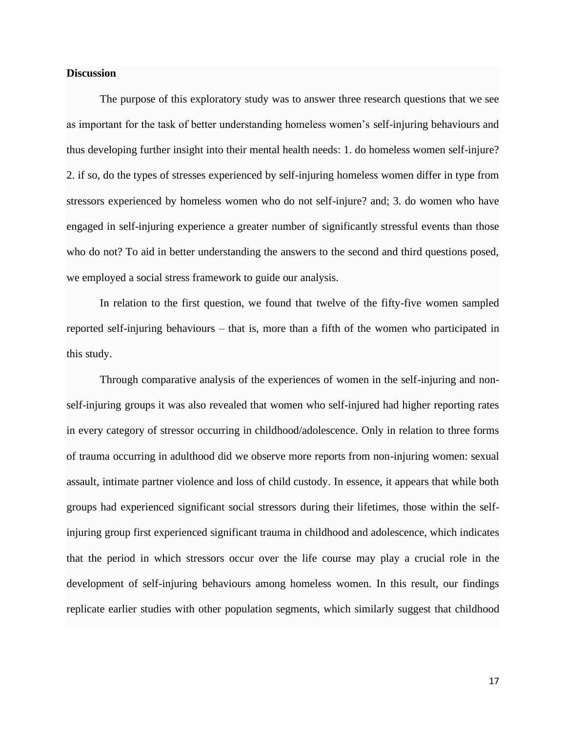**Discussion**

The purpose of this exploratory study was to answer three research questions that we see as important for the task of better understanding homeless women's self-injuring behaviours and thus developing further insight into their mental health needs: 1. do homeless women self-injure? 2. if so, do the types of stresses experienced by self-injuring homeless women differ in type from stressors experienced by homeless women who do not self-injure? and; 3. do women who have engaged in self-injuring experience a greater number of significantly stressful events than those who do not? To aid in better understanding the answers to the second and third questions posed, we employed a social stress framework to guide our analysis.

In relation to the first question, we found that twelve of the fifty-five women sampled reported self-injuring behaviours – that is, more than a fifth of the women who participated in this study.

Through comparative analysis of the experiences of women in the self-injuring and non-self-injuring groups it was also revealed that women who self-injured had higher reporting rates in every category of stressor occurring in childhood/adolescence. Only in relation to three forms of trauma occurring in adulthood did we observe more reports from non-injuring women: sexual assault, intimate partner violence and loss of child custody. In essence, it appears that while both groups had experienced significant social stressors during their lifetimes, those within the self-injuring group first experienced significant trauma in childhood and adolescence, which indicates that the period in which stressors occur over the life course may play a crucial role in the development of self-injuring behaviours among homeless women. In this result, our findings replicate earlier studies with other population segments, which similarly suggest that childhood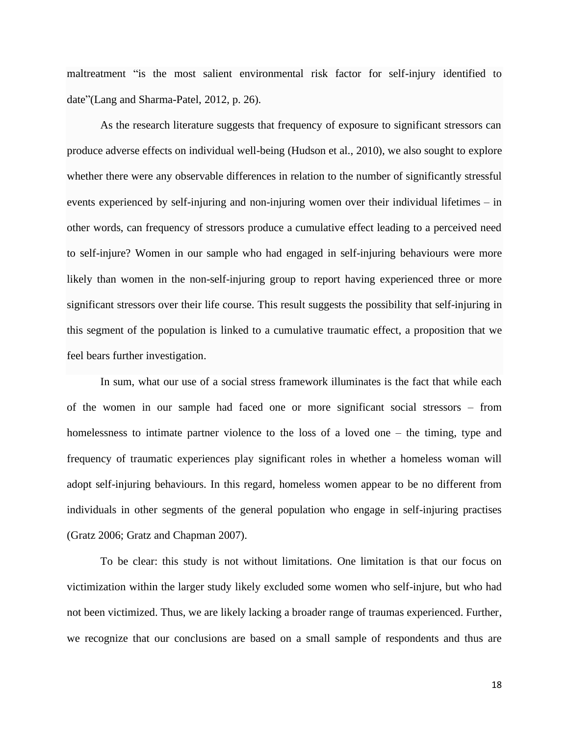maltreatment “is the most salient environmental risk factor for self-injury identified to date”(Lang and Sharma-Patel, 2012, p. 26).

As the research literature suggests that frequency of exposure to significant stressors can produce adverse effects on individual well-being (Hudson et al., 2010), we also sought to explore whether there were any observable differences in relation to the number of significantly stressful events experienced by self-injuring and non-injuring women over their individual lifetimes – in other words, can frequency of stressors produce a cumulative effect leading to a perceived need to self-injure? Women in our sample who had engaged in self-injuring behaviours were more likely than women in the non-self-injuring group to report having experienced three or more significant stressors over their life course. This result suggests the possibility that self-injuring in this segment of the population is linked to a cumulative traumatic effect, a proposition that we feel bears further investigation.

In sum, what our use of a social stress framework illuminates is the fact that while each of the women in our sample had faced one or more significant social stressors – from homelessness to intimate partner violence to the loss of a loved one – the timing, type and frequency of traumatic experiences play significant roles in whether a homeless woman will adopt self-injuring behaviours. In this regard, homeless women appear to be no different from individuals in other segments of the general population who engage in self-injuring practises (Gratz 2006; Gratz and Chapman 2007).

To be clear: this study is not without limitations. One limitation is that our focus on victimization within the larger study likely excluded some women who self-injure, but who had not been victimized. Thus, we are likely lacking a broader range of traumas experienced. Further, we recognize that our conclusions are based on a small sample of respondents and thus are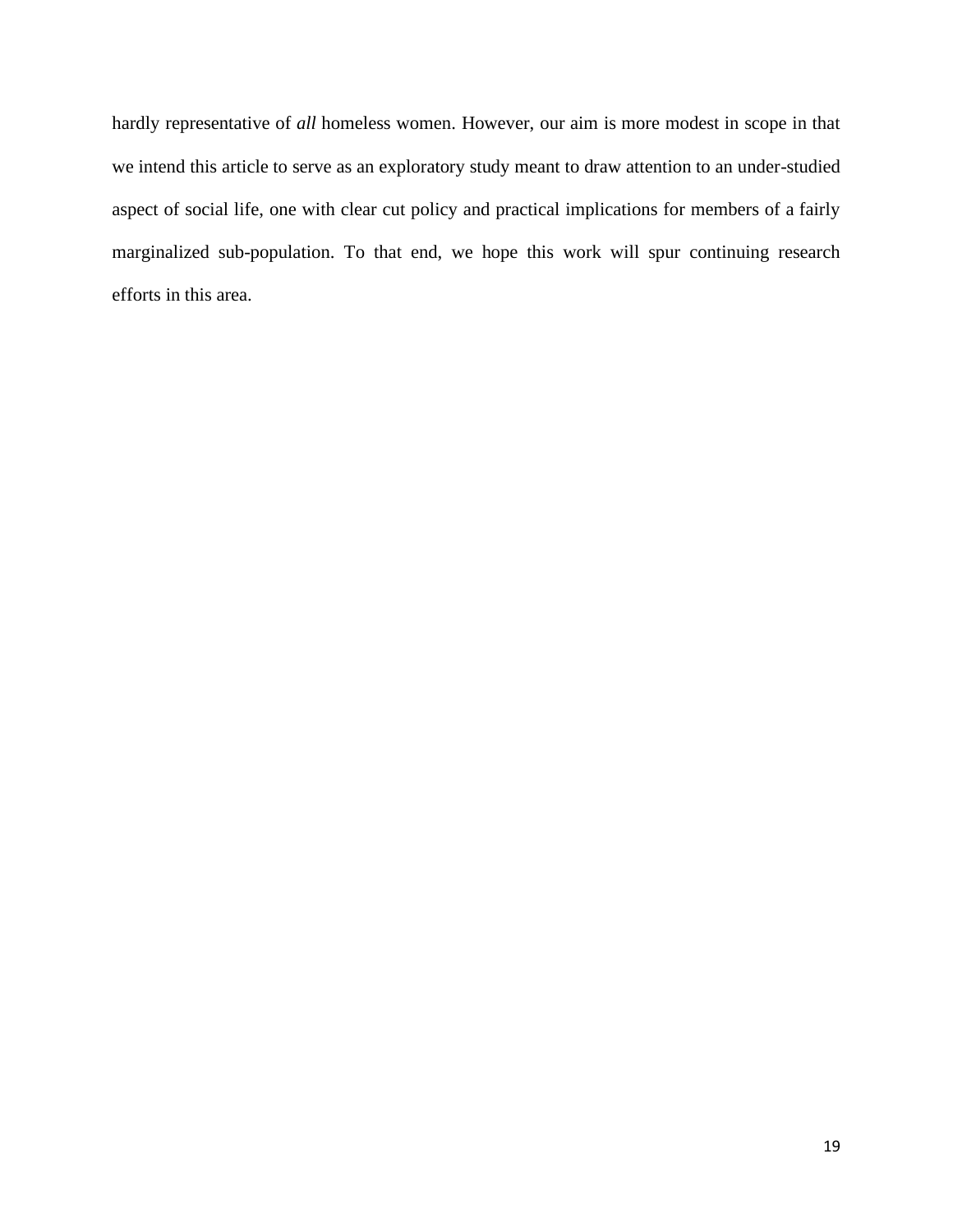hardly representative of *all* homeless women. However, our aim is more modest in scope in that we intend this article to serve as an exploratory study meant to draw attention to an under-studied aspect of social life, one with clear cut policy and practical implications for members of a fairly marginalized sub-population. To that end, we hope this work will spur continuing research efforts in this area.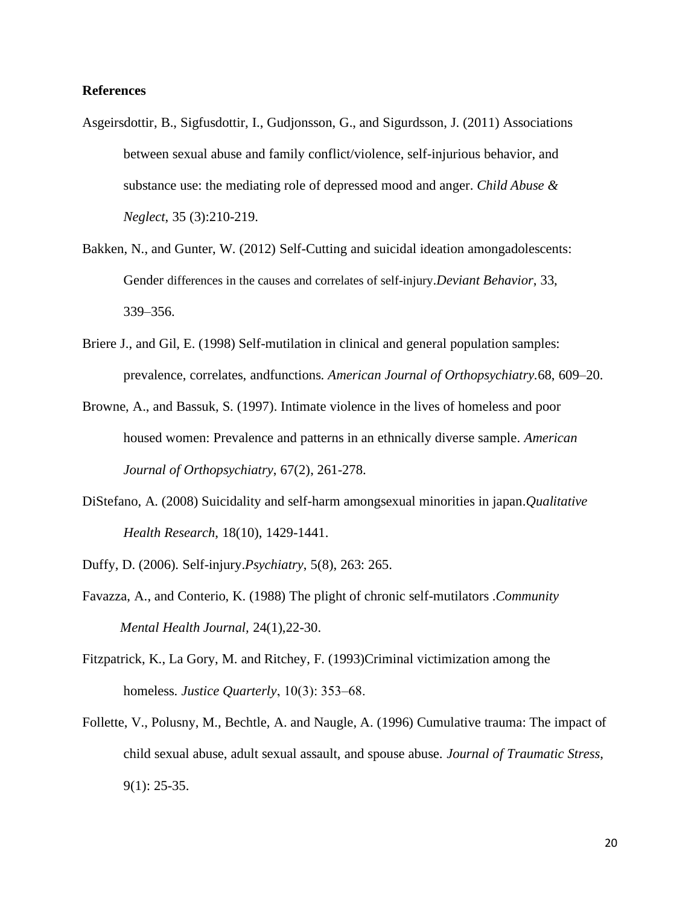**References**

Asgeirsdottir, B., Sigfusdottir, I., Gudjonsson, G., and Sigurdsson, J. (2011) Associations between sexual abuse and family conflict/violence, self-injurious behavior, and substance use: the mediating role of depressed mood and anger. *Child Abuse & Neglect*, 35 (3):210-219.

Bakken, N., and Gunter, W. (2012) Self-Cutting and suicidal ideation amongadolescents: Gender differences in the causes and correlates of self-injury.*Deviant Behavior*, 33, 339–356.

Briere J., and Gil, E. (1998) Self-mutilation in clinical and general population samples: prevalence, correlates, andfunctions. *American Journal of Orthopsychiatry.*68, 609–20.

Browne, A., and Bassuk, S. (1997). Intimate violence in the lives of homeless and poor housed women: Prevalence and patterns in an ethnically diverse sample. *American Journal of Orthopsychiatry*, 67(2), 261-278.

DiStefano, A. (2008) Suicidality and self-harm amongsexual minorities in japan.*Qualitative Health Research*, 18(10), 1429-1441.

Duffy, D. (2006). Self-injury.*Psychiatry*, 5(8), 263: 265.

Favazza, A., and Conterio, K. (1988) The plight of chronic self-mutilators .*Community Mental Health Journal,* 24(1),22-30.

Fitzpatrick, K., La Gory, M. and Ritchey, F. (1993)Criminal victimization among the homeless. *Justice Quarterly*, 10(3): 353–68.

Follette, V., Polusny, M., Bechtle, A. and Naugle, A. (1996) Cumulative trauma: The impact of child sexual abuse, adult sexual assault, and spouse abuse. *Journal of Traumatic Stress*, 9(1): 25-35.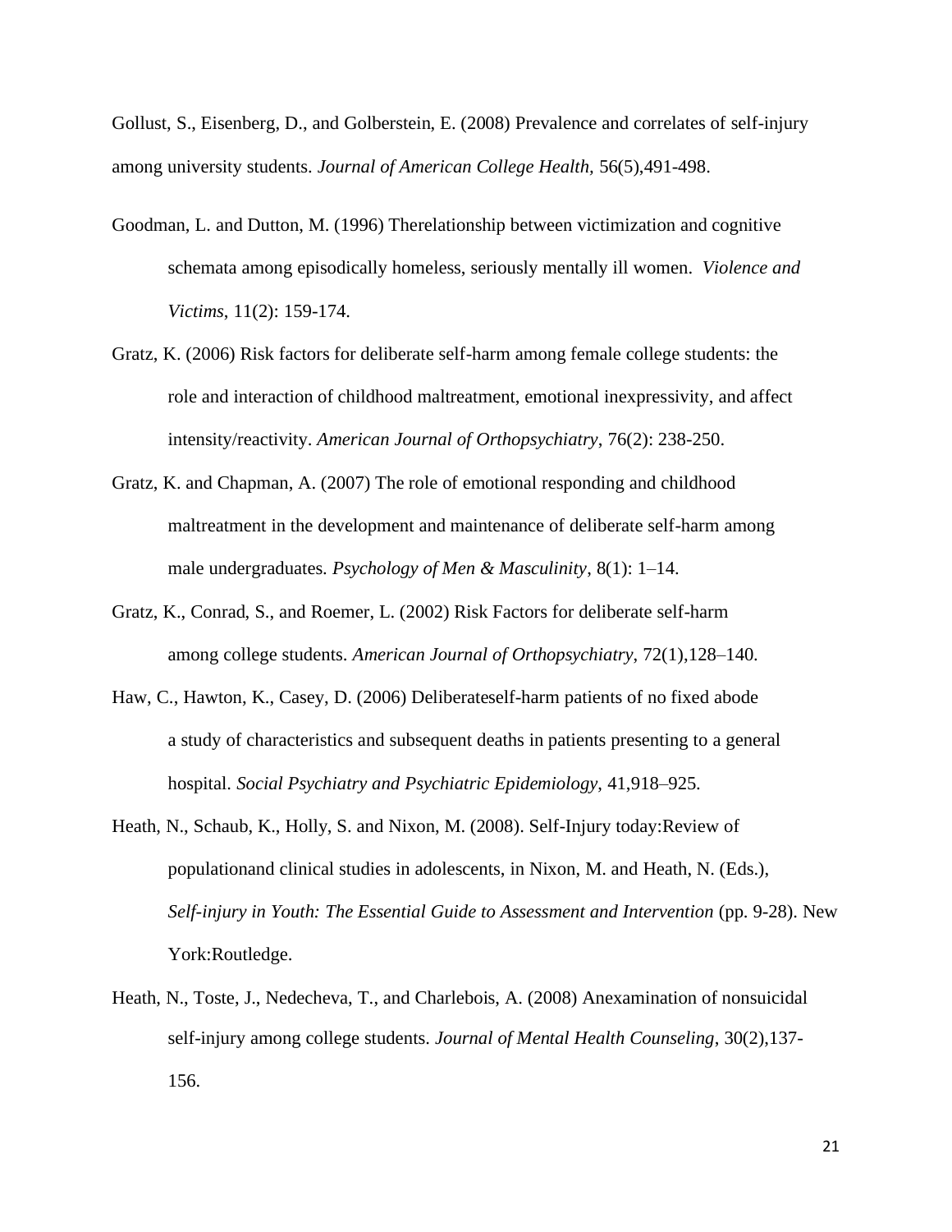Gollust, S., Eisenberg, D., and Golberstein, E. (2008) Prevalence and correlates of self-injury among university students. *Journal of American College Health,* 56(5),491-498.

Goodman, L. and Dutton, M. (1996) Therelationship between victimization and cognitive schemata among episodically homeless, seriously mentally ill women. *Violence and Victims*, 11(2): 159-174.

Gratz, K. (2006) Risk factors for deliberate self-harm among female college students: the role and interaction of childhood maltreatment, emotional inexpressivity, and affect intensity/reactivity. *American Journal of Orthopsychiatry*, 76(2): 238-250.

Gratz, K. and Chapman, A. (2007) The role of emotional responding and childhood maltreatment in the development and maintenance of deliberate self-harm among male undergraduates. *Psychology of Men & Masculinity*, 8(1): 1–14.

Gratz, K., Conrad, S., and Roemer, L. (2002) Risk Factors for deliberate self-harm among college students. *American Journal of Orthopsychiatry*, 72(1),128–140.

Haw, C., Hawton, K., Casey, D. (2006) Deliberateself-harm patients of no fixed abode a study of characteristics and subsequent deaths in patients presenting to a general hospital. *Social Psychiatry and Psychiatric Epidemiology*, 41,918–925.

Heath, N., Schaub, K., Holly, S. and Nixon, M. (2008). Self-Injury today:Review of populationand clinical studies in adolescents, in Nixon, M. and Heath, N. (Eds.), *Self-injury in Youth: The Essential Guide to Assessment and Intervention* (pp. 9-28). New York:Routledge.

Heath, N., Toste, J., Nedecheva, T., and Charlebois, A. (2008) Anexamination of nonsuicidal self-injury among college students. *Journal of Mental Health Counseling*, 30(2),137-156.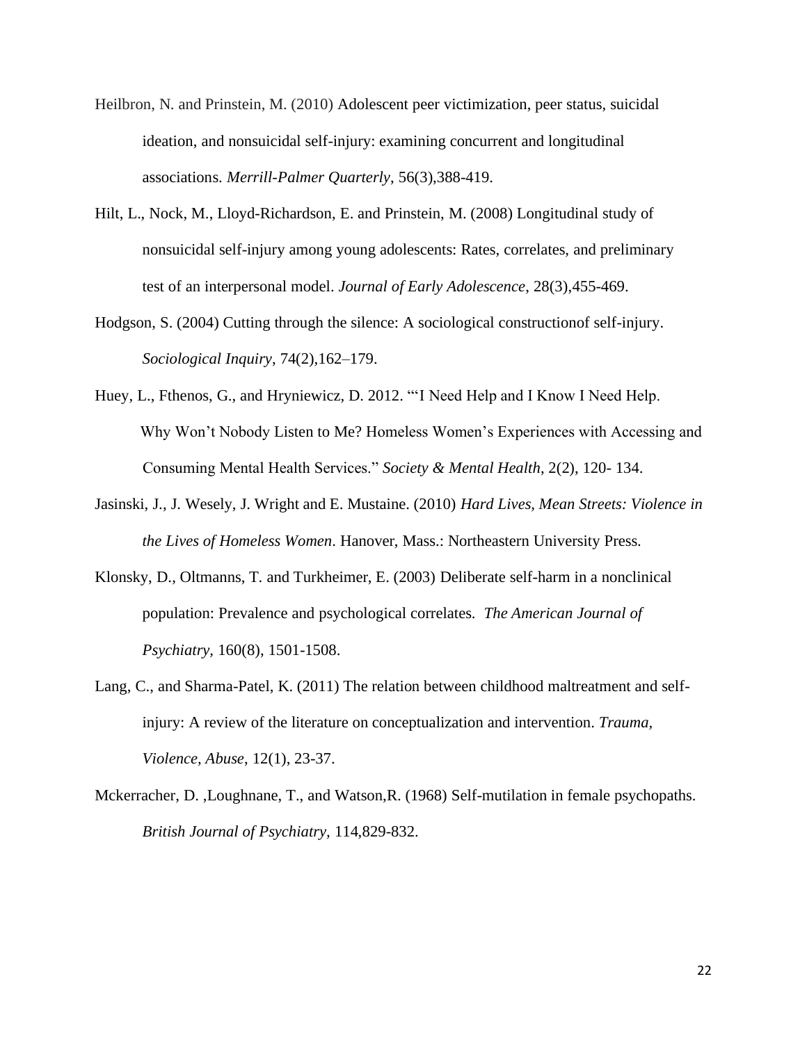Heilbron, N. and Prinstein, M. (2010) Adolescent peer victimization, peer status, suicidal ideation, and nonsuicidal self-injury: examining concurrent and longitudinal associations. *Merrill-Palmer Quarterly*, 56(3),388-419.

Hilt, L., Nock, M., Lloyd-Richardson, E. and Prinstein, M. (2008) Longitudinal study of nonsuicidal self-injury among young adolescents: Rates, correlates, and preliminary test of an interpersonal model. *Journal of Early Adolescence*, 28(3),455-469.

Hodgson, S. (2004) Cutting through the silence: A sociological constructionof self-injury. *Sociological Inquiry*, 74(2),162–179.

Huey, L., Fthenos, G., and Hryniewicz, D. 2012. "'I Need Help and I Know I Need Help. Why Won't Nobody Listen to Me? Homeless Women's Experiences with Accessing and Consuming Mental Health Services." *Society & Mental Health*, 2(2), 120- 134.

Jasinski, J., J. Wesely, J. Wright and E. Mustaine. (2010) *Hard Lives, Mean Streets: Violence in the Lives of Homeless Women*. Hanover, Mass.: Northeastern University Press.

Klonsky, D., Oltmanns, T. and Turkheimer, E. (2003) Deliberate self-harm in a nonclinical population: Prevalence and psychological correlates. *The American Journal of Psychiatry,* 160(8), 1501-1508.

Lang, C., and Sharma-Patel, K. (2011) The relation between childhood maltreatment and self-injury: A review of the literature on conceptualization and intervention. *Trauma, Violence, Abuse*, 12(1), 23-37.

Mckerracher, D. ,Loughnane, T., and Watson,R. (1968) Self-mutilation in female psychopaths. *British Journal of Psychiatry,* 114,829-832.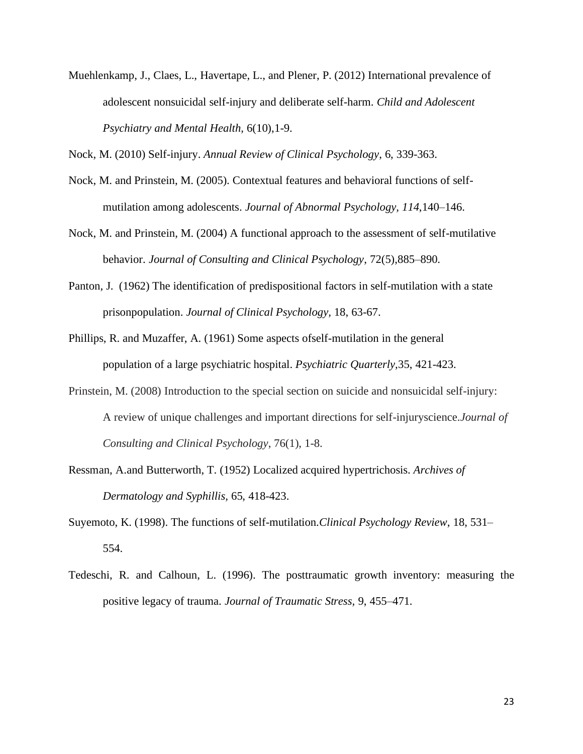Muehlenkamp, J., Claes, L., Havertape, L., and Plener, P. (2012) International prevalence of adolescent nonsuicidal self-injury and deliberate self-harm. *Child and Adolescent Psychiatry and Mental Health*, 6(10),1-9.

Nock, M. (2010) Self-injury. *Annual Review of Clinical Psychology*, 6, 339-363.

Nock, M. and Prinstein, M. (2005). Contextual features and behavioral functions of self-mutilation among adolescents. *Journal of Abnormal Psychology, 114*,140–146.

Nock, M. and Prinstein, M. (2004) A functional approach to the assessment of self-mutilative behavior. *Journal of Consulting and Clinical Psychology*, 72(5),885–890.

Panton, J. (1962) The identification of predispositional factors in self-mutilation with a state prisonpopulation. *Journal of Clinical Psychology*, 18, 63-67.

Phillips, R. and Muzaffer, A. (1961) Some aspects ofself-mutilation in the general population of a large psychiatric hospital. *Psychiatric Quarterly,*35, 421-423.

Prinstein, M. (2008) Introduction to the special section on suicide and nonsuicidal self-injury: A review of unique challenges and important directions for self-injuryscience.*Journal of Consulting and Clinical Psychology*, 76(1), 1-8.

Ressman, A.and Butterworth, T. (1952) Localized acquired hypertrichosis. *Archives of Dermatology and Syphillis,* 65, 418-423.

Suyemoto, K. (1998). The functions of self-mutilation.*Clinical Psychology Review*, 18, 531–554.

Tedeschi, R. and Calhoun, L. (1996). The posttraumatic growth inventory: measuring the positive legacy of trauma. *Journal of Traumatic Stress*, 9, 455–471.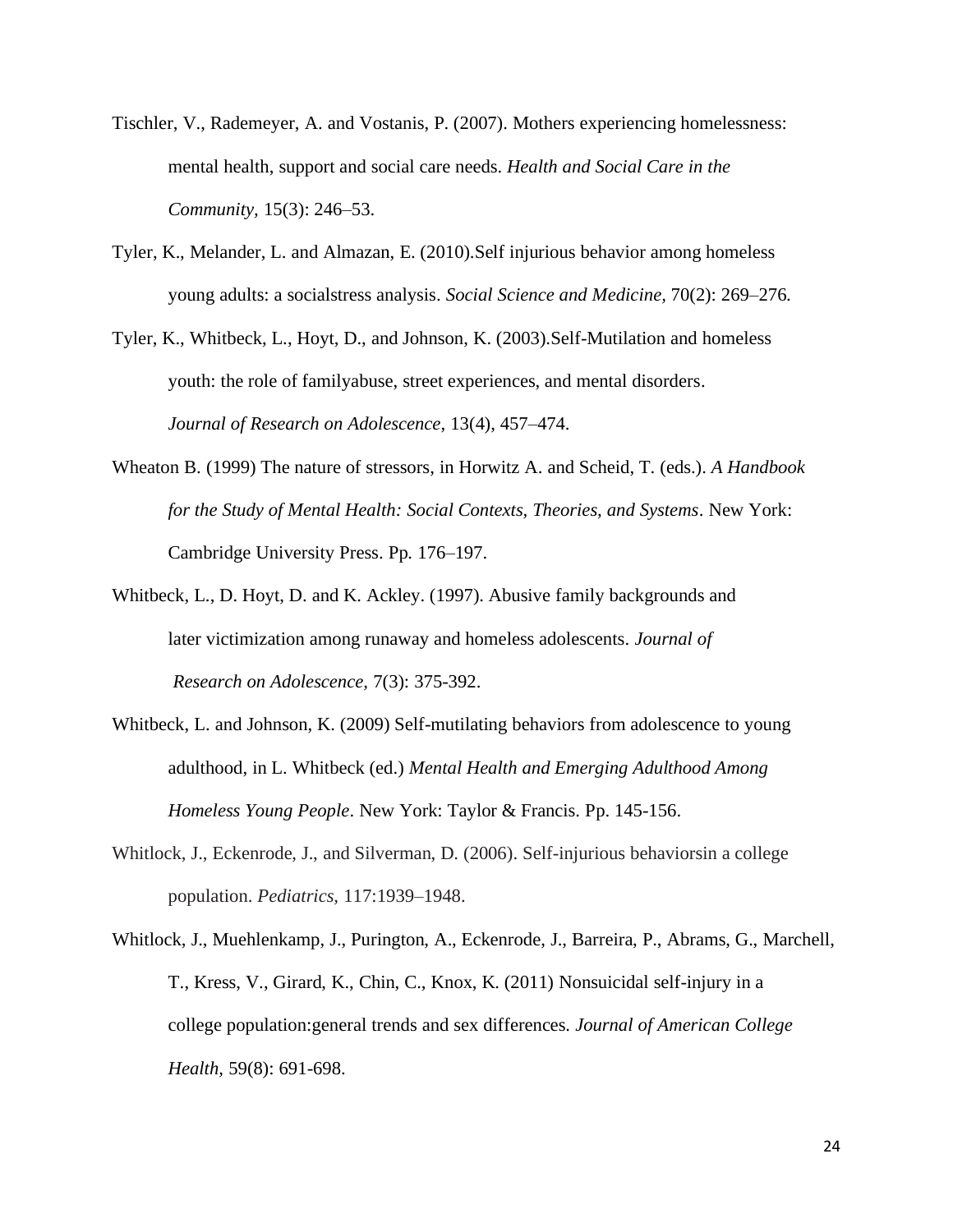Tischler, V., Rademeyer, A. and Vostanis, P. (2007). Mothers experiencing homelessness: mental health, support and social care needs. *Health and Social Care in the Community,* 15(3): 246–53.

Tyler, K., Melander, L. and Almazan, E. (2010).Self injurious behavior among homeless young adults: a socialstress analysis. *Social Science and Medicine,* 70(2): 269–276.

Tyler, K., Whitbeck, L., Hoyt, D., and Johnson, K. (2003).Self-Mutilation and homeless youth: the role of familyabuse, street experiences, and mental disorders. *Journal of Research on Adolescence,* 13(4), 457–474.

Wheaton B. (1999) The nature of stressors, in Horwitz A. and Scheid, T. (eds.). *A Handbook for the Study of Mental Health: Social Contexts, Theories, and Systems*. New York: Cambridge University Press. Pp. 176–197.

Whitbeck, L., D. Hoyt, D. and K. Ackley. (1997). Abusive family backgrounds and later victimization among runaway and homeless adolescents. *Journal of Research on Adolescence,* 7(3): 375-392.

Whitbeck, L. and Johnson, K. (2009) Self-mutilating behaviors from adolescence to young adulthood, in L. Whitbeck (ed.) *Mental Health and Emerging Adulthood Among Homeless Young People*. New York: Taylor & Francis. Pp. 145-156.

Whitlock, J., Eckenrode, J., and Silverman, D. (2006). Self-injurious behaviorsin a college population. *Pediatrics,* 117:1939–1948.

Whitlock, J., Muehlenkamp, J., Purington, A., Eckenrode, J., Barreira, P., Abrams, G., Marchell, T., Kress, V., Girard, K., Chin, C., Knox, K. (2011) Nonsuicidal self-injury in a college population:general trends and sex differences. *Journal of American College Health,* 59(8): 691-698.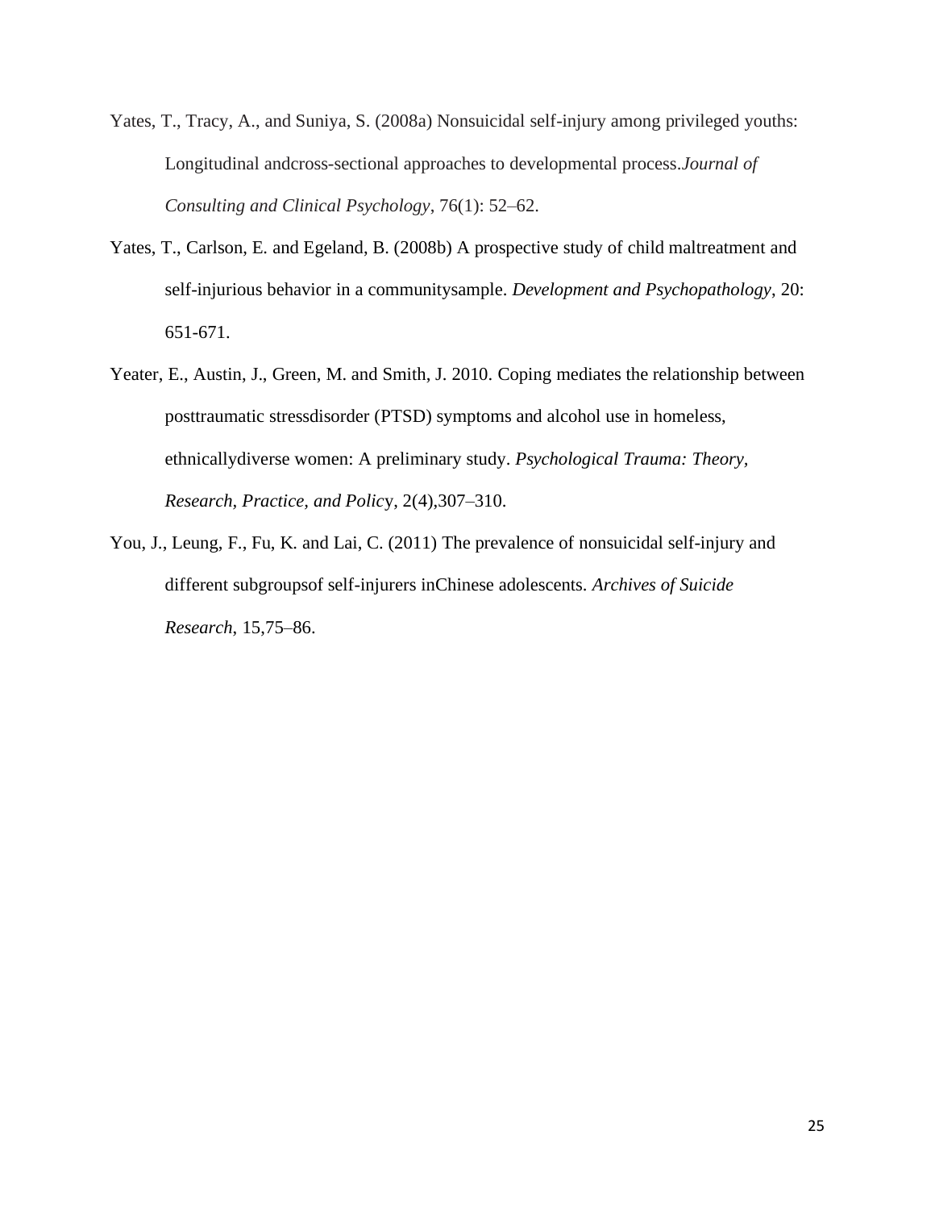Yates, T., Tracy, A., and Suniya, S. (2008a) Nonsuicidal self-injury among privileged youths: Longitudinal andcross-sectional approaches to developmental process.*Journal of Consulting and Clinical Psychology*, 76(1): 52–62.

Yates, T., Carlson, E. and Egeland, B. (2008b) A prospective study of child maltreatment and self-injurious behavior in a communitysample. *Development and Psychopathology*, 20: 651-671.

Yeater, E., Austin, J., Green, M. and Smith, J. 2010. Coping mediates the relationship between posttraumatic stressdisorder (PTSD) symptoms and alcohol use in homeless, ethnicallydiverse women: A preliminary study. *Psychological Trauma: Theory, Research, Practice, and Polic*y, 2(4),307–310.

You, J., Leung, F., Fu, K. and Lai, C. (2011) The prevalence of nonsuicidal self-injury and different subgroupsof self-injurers inChinese adolescents. *Archives of Suicide Research*, 15,75–86.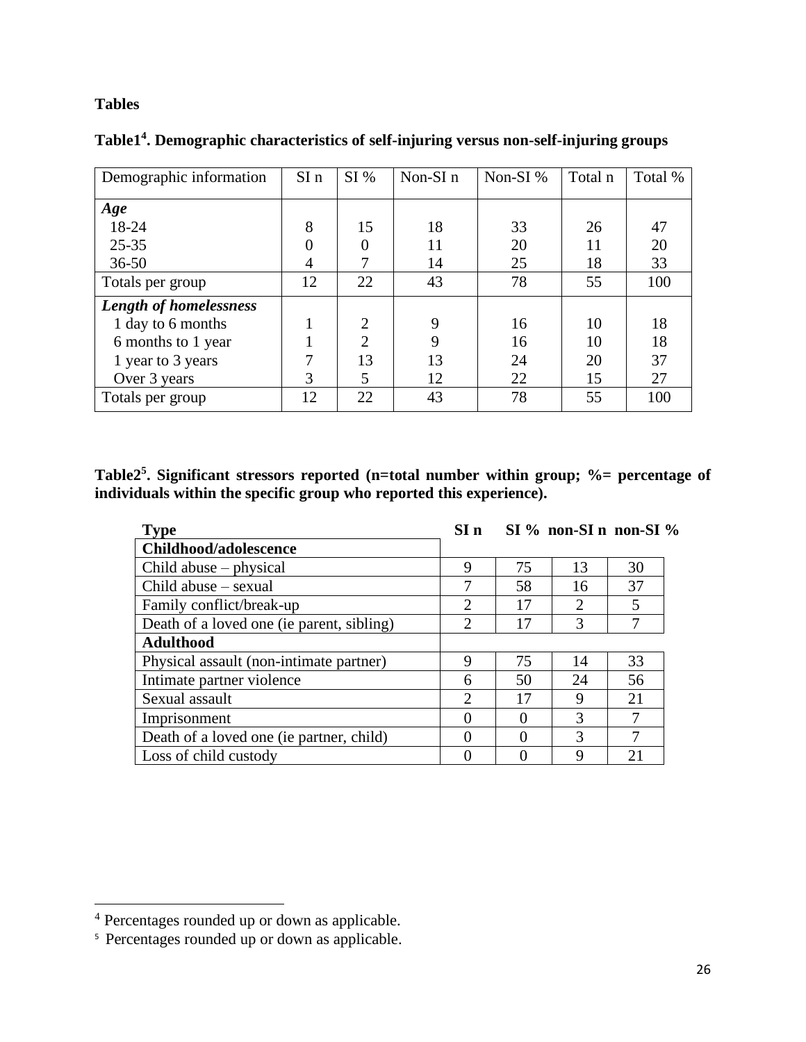**Tables**

**Table1[4]. Demographic characteristics of self-injuring versus non-self-injuring groups**

| Demographic information | SI n | SI % | Non-SI n | Non-SI % | Total n | Total % |
|---|---|---|---|---|---|---|
| ***Age*** | | | | | | |
| 18-24 | 8 | 15 | 18 | 33 | 26 | 47 |
| 25-35 | 0 | 0 | 11 | 20 | 11 | 20 |
| 36-50 | 4 | 7 | 14 | 25 | 18 | 33 |
| Totals per group | 12 | 22 | 43 | 78 | 55 | 100 |
| ***Length of homelessness*** | | | | | | |
| 1 day to 6 months | 1 | 2 | 9 | 16 | 10 | 18 |
| 6 months to 1 year | 1 | 2 | 9 | 16 | 10 | 18 |
| 1 year to 3 years | 7 | 13 | 13 | 24 | 20 | 37 |
| Over 3 years | 3 | 5 | 12 | 22 | 15 | 27 |
| Totals per group | 12 | 22 | 43 | 78 | 55 | 100 |

**Table2[5]. Significant stressors reported (n=total number within group; %= percentage of individuals within the specific group who reported this experience).**

| **Type** | **SI n** | **SI %** | **non-SI n** | **non-SI %** |
|---|---|---|---|---|
| **Childhood/adolescence** | | | | |
| Child abuse – physical | 9 | 75 | 13 | 30 |
| Child abuse – sexual | 7 | 58 | 16 | 37 |
| Family conflict/break-up | 2 | 17 | 2 | 5 |
| Death of a loved one (ie parent, sibling) | 2 | 17 | 3 | 7 |
| **Adulthood** | | | | |
| Physical assault (non-intimate partner) | 9 | 75 | 14 | 33 |
| Intimate partner violence | 6 | 50 | 24 | 56 |
| Sexual assault | 2 | 17 | 9 | 21 |
| Imprisonment | 0 | 0 | 3 | 7 |
| Death of a loved one (ie partner, child) | 0 | 0 | 3 | 7 |
| Loss of child custody | 0 | 0 | 9 | 21 |

[4] Percentages rounded up or down as applicable.

[5] Percentages rounded up or down as applicable.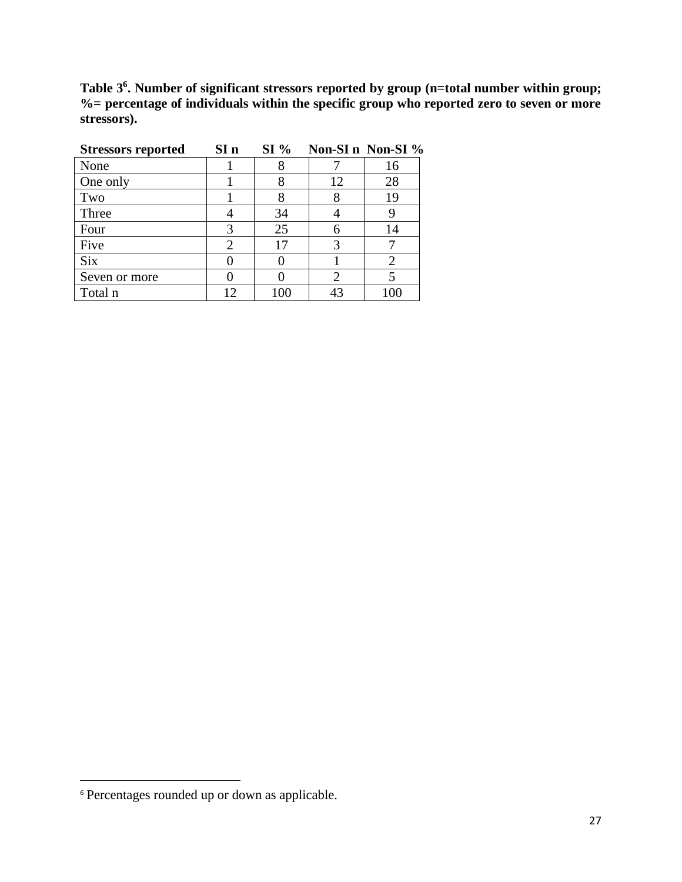**Table 3[6]. Number of significant stressors reported by group (n=total number within group; %= percentage of individuals within the specific group who reported zero to seven or more stressors).**

| Stressors reported | SI n | SI % | Non-SI n | Non-SI % |
|---|---|---|---|---|
| None | 1 | 8 | 7 | 16 |
| One only | 1 | 8 | 12 | 28 |
| Two | 1 | 8 | 8 | 19 |
| Three | 4 | 34 | 4 | 9 |
| Four | 3 | 25 | 6 | 14 |
| Five | 2 | 17 | 3 | 7 |
| Six | 0 | 0 | 1 | 2 |
| Seven or more | 0 | 0 | 2 | 5 |
| Total n | 12 | 100 | 43 | 100 |

[6] Percentages rounded up or down as applicable.